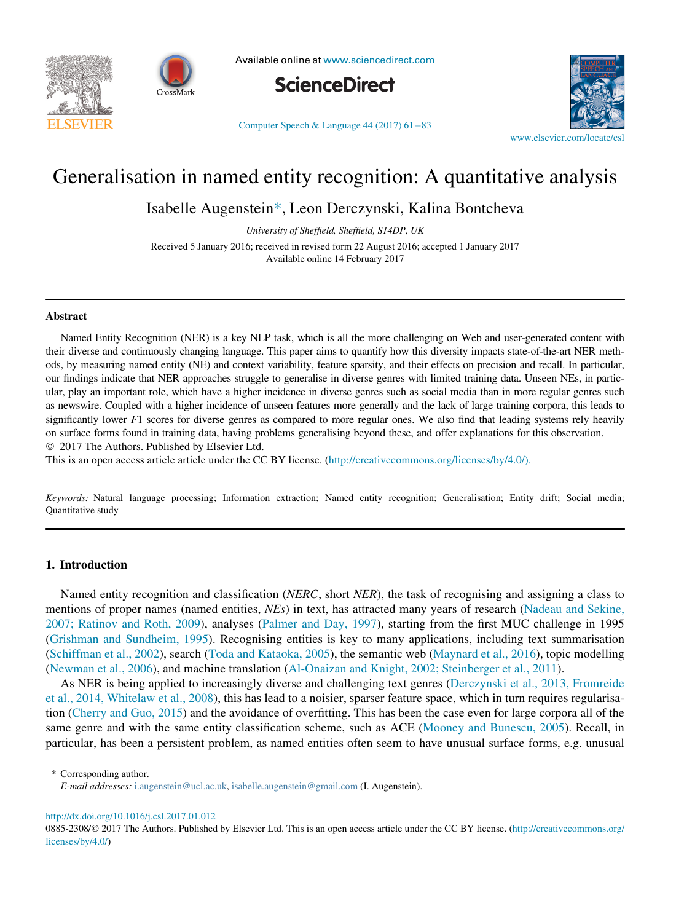Available online at www.sciencedirect.com

**ScienceDirect**

www.elsevier.com/locate/csl

# Generalisation in named entity recognition: A quantitative analysis

Isabelle Augenstein*, Leon Derczynski, Kalina Bontcheva

*University of Sheffield, Sheffield, S14DP, UK*

Received 5 January 2016; received in revised form 22 August 2016; accepted 1 January 2017
Available online 14 February 2017

## Abstract

Named Entity Recognition (NER) is a key NLP task, which is all the more challenging on Web and user-generated content with their diverse and continuously changing language. This paper aims to quantify how this diversity impacts state-of-the-art NER methods, by measuring named entity (NE) and context variability, feature sparsity, and their effects on precision and recall. In particular, our findings indicate that NER approaches struggle to generalise in diverse genres with limited training data. Unseen NEs, in particular, play an important role, which have a higher incidence in diverse genres such as social media than in more regular genres such as newswire. Coupled with a higher incidence of unseen features more generally and the lack of large training corpora, this leads to significantly lower $F1$ scores for diverse genres as compared to more regular ones. We also find that leading systems rely heavily on surface forms found in training data, having problems generalising beyond these, and offer explanations for this observation.
© 2017 The Authors. Published by Elsevier Ltd.
This is an open access article article under the CC BY license. (http://creativecommons.org/licenses/by/4.0/).

*Keywords:* Natural language processing; Information extraction; Named entity recognition; Generalisation; Entity drift; Social media; Quantitative study

## 1. Introduction

Named entity recognition and classification (*NERC*, short *NER*), the task of recognising and assigning a class to mentions of proper names (named entities, *NEs*) in text, has attracted many years of research (Nadeau and Sekine, 2007; Ratinov and Roth, 2009), analyses (Palmer and Day, 1997), starting from the first MUC challenge in 1995 (Grishman and Sundheim, 1995). Recognising entities is key to many applications, including text summarisation (Schiffman et al., 2002), search (Toda and Kataoka, 2005), the semantic web (Maynard et al., 2016), topic modelling (Newman et al., 2006), and machine translation (Al-Onaizan and Knight, 2002; Steinberger et al., 2011).

As NER is being applied to increasingly diverse and challenging text genres (Derczynski et al., 2013, Fromreide et al., 2014, Whitelaw et al., 2008), this has lead to a noisier, sparser feature space, which in turn requires regularisation (Cherry and Guo, 2015) and the avoidance of overfitting. This has been the case even for large corpora all of the same genre and with the same entity classification scheme, such as ACE (Mooney and Bunescu, 2005). Recall, in particular, has been a persistent problem, as named entities often seem to have unusual surface forms, e.g. unusual

\* Corresponding author.
*E-mail addresses:* i.augenstein@ucl.ac.uk, isabelle.augenstein@gmail.com (I. Augenstein).

http://dx.doi.org/10.1016/j.csl.2017.01.012
0885-2308/© 2017 The Authors. Published by Elsevier Ltd. This is an open access article under the CC BY license. (http://creativecommons.org/licenses/by/4.0/)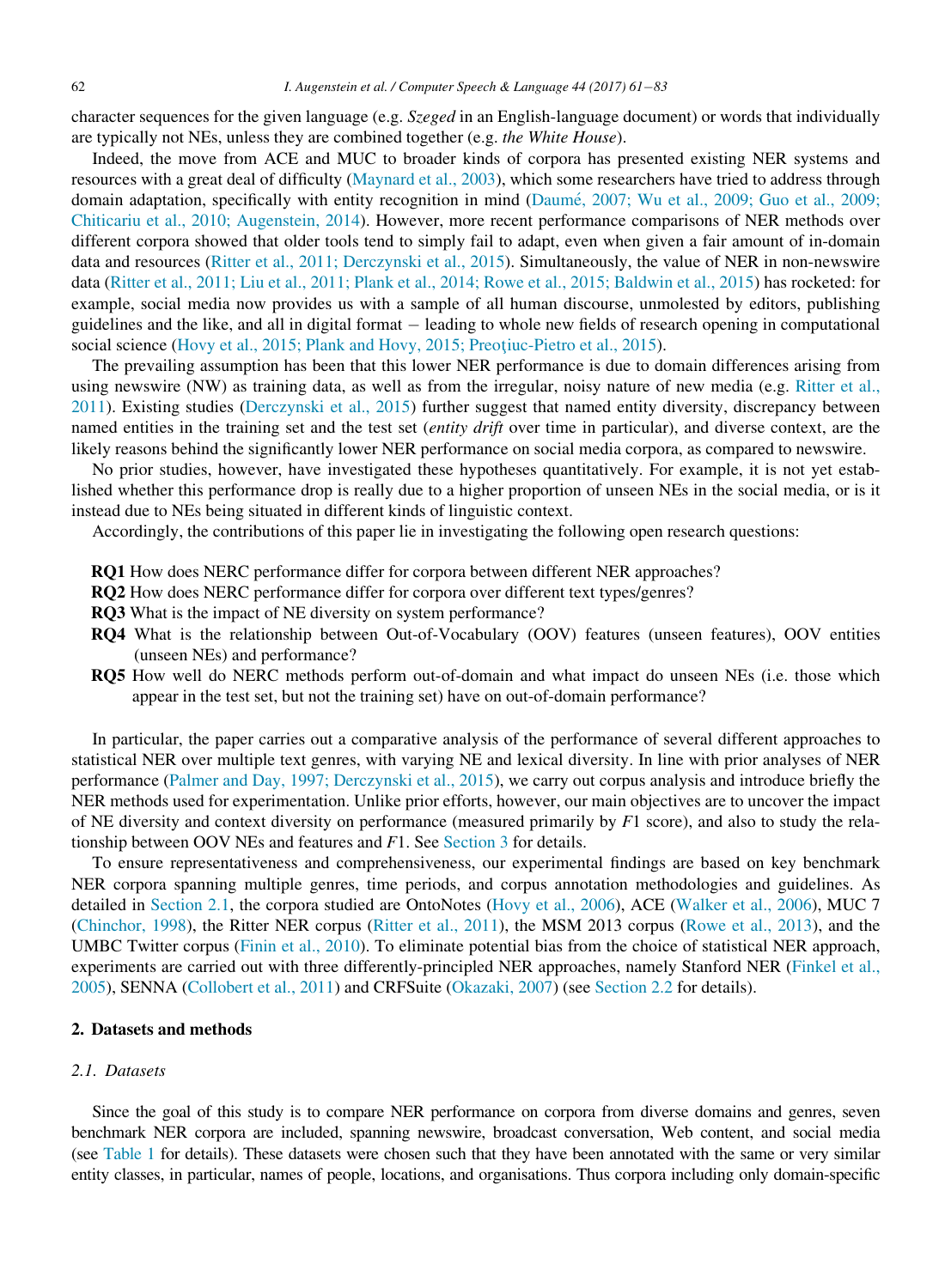character sequences for the given language (e.g. *Szeged* in an English-language document) or words that individually are typically not NEs, unless they are combined together (e.g. *the White House*).

Indeed, the move from ACE and MUC to broader kinds of corpora has presented existing NER systems and resources with a great deal of difficulty (Maynard et al., 2003), which some researchers have tried to address through domain adaptation, specifically with entity recognition in mind (Daumé, 2007; Wu et al., 2009; Guo et al., 2009; Chiticariu et al., 2010; Augenstein, 2014). However, more recent performance comparisons of NER methods over different corpora showed that older tools tend to simply fail to adapt, even when given a fair amount of in-domain data and resources (Ritter et al., 2011; Derczynski et al., 2015). Simultaneously, the value of NER in non-newswire data (Ritter et al., 2011; Liu et al., 2011; Plank et al., 2014; Rowe et al., 2015; Baldwin et al., 2015) has rocketed: for example, social media now provides us with a sample of all human discourse, unmolested by editors, publishing guidelines and the like, and all in digital format − leading to whole new fields of research opening in computational social science (Hovy et al., 2015; Plank and Hovy, 2015; Preoţiuc-Pietro et al., 2015).

The prevailing assumption has been that this lower NER performance is due to domain differences arising from using newswire (NW) as training data, as well as from the irregular, noisy nature of new media (e.g. Ritter et al., 2011). Existing studies (Derczynski et al., 2015) further suggest that named entity diversity, discrepancy between named entities in the training set and the test set (*entity drift* over time in particular), and diverse context, are the likely reasons behind the significantly lower NER performance on social media corpora, as compared to newswire.

No prior studies, however, have investigated these hypotheses quantitatively. For example, it is not yet established whether this performance drop is really due to a higher proportion of unseen NEs in the social media, or is it instead due to NEs being situated in different kinds of linguistic context.

Accordingly, the contributions of this paper lie in investigating the following open research questions:

- **RQ1** How does NERC performance differ for corpora between different NER approaches?
- **RQ2** How does NERC performance differ for corpora over different text types/genres?
- **RQ3** What is the impact of NE diversity on system performance?
- **RQ4** What is the relationship between Out-of-Vocabulary (OOV) features (unseen features), OOV entities (unseen NEs) and performance?
- **RQ5** How well do NERC methods perform out-of-domain and what impact do unseen NEs (i.e. those which appear in the test set, but not the training set) have on out-of-domain performance?

In particular, the paper carries out a comparative analysis of the performance of several different approaches to statistical NER over multiple text genres, with varying NE and lexical diversity. In line with prior analyses of NER performance (Palmer and Day, 1997; Derczynski et al., 2015), we carry out corpus analysis and introduce briefly the NER methods used for experimentation. Unlike prior efforts, however, our main objectives are to uncover the impact of NE diversity and context diversity on performance (measured primarily by $F1$ score), and also to study the relationship between OOV NEs and features and $F1$. See Section 3 for details.

To ensure representativeness and comprehensiveness, our experimental findings are based on key benchmark NER corpora spanning multiple genres, time periods, and corpus annotation methodologies and guidelines. As detailed in Section 2.1, the corpora studied are OntoNotes (Hovy et al., 2006), ACE (Walker et al., 2006), MUC 7 (Chinchor, 1998), the Ritter NER corpus (Ritter et al., 2011), the MSM 2013 corpus (Rowe et al., 2013), and the UMBC Twitter corpus (Finin et al., 2010). To eliminate potential bias from the choice of statistical NER approach, experiments are carried out with three differently-principled NER approaches, namely Stanford NER (Finkel et al., 2005), SENNA (Collobert et al., 2011) and CRFSuite (Okazaki, 2007) (see Section 2.2 for details).

## 2. Datasets and methods

### *2.1. Datasets*

Since the goal of this study is to compare NER performance on corpora from diverse domains and genres, seven benchmark NER corpora are included, spanning newswire, broadcast conversation, Web content, and social media (see Table 1 for details). These datasets were chosen such that they have been annotated with the same or very similar entity classes, in particular, names of people, locations, and organisations. Thus corpora including only domain-specific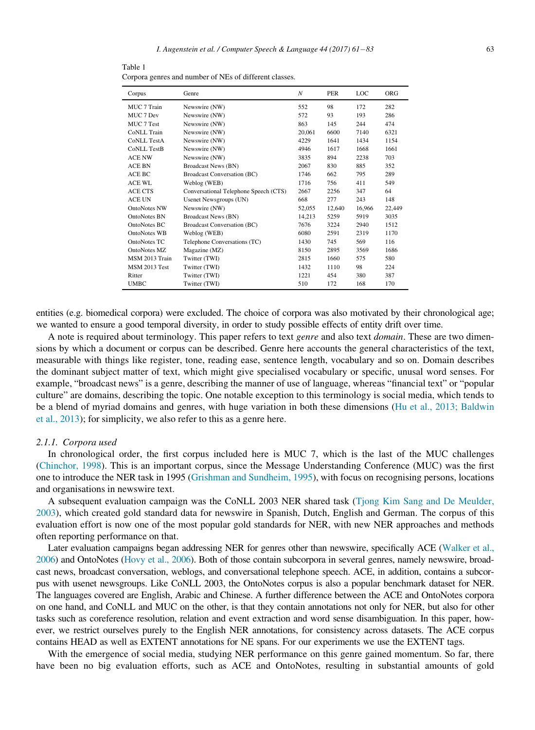Table 1
Corpora genres and number of NEs of different classes.

| Corpus | Genre | *N* | PER | LOC | ORG |
|---|---|---|---|---|---|
| MUC 7 Train | Newswire (NW) | 552 | 98 | 172 | 282 |
| MUC 7 Dev | Newswire (NW) | 572 | 93 | 193 | 286 |
| MUC 7 Test | Newswire (NW) | 863 | 145 | 244 | 474 |
| CoNLL Train | Newswire (NW) | 20,061 | 6600 | 7140 | 6321 |
| CoNLL TestA | Newswire (NW) | 4229 | 1641 | 1434 | 1154 |
| CoNLL TestB | Newswire (NW) | 4946 | 1617 | 1668 | 1661 |
| ACE NW | Newswire (NW) | 3835 | 894 | 2238 | 703 |
| ACE BN | Broadcast News (BN) | 2067 | 830 | 885 | 352 |
| ACE BC | Broadcast Conversation (BC) | 1746 | 662 | 795 | 289 |
| ACE WL | Weblog (WEB) | 1716 | 756 | 411 | 549 |
| ACE CTS | Conversational Telephone Speech (CTS) | 2667 | 2256 | 347 | 64 |
| ACE UN | Usenet Newsgroups (UN) | 668 | 277 | 243 | 148 |
| OntoNotes NW | Newswire (NW) | 52,055 | 12,640 | 16,966 | 22,449 |
| OntoNotes BN | Broadcast News (BN) | 14,213 | 5259 | 5919 | 3035 |
| OntoNotes BC | Broadcast Conversation (BC) | 7676 | 3224 | 2940 | 1512 |
| OntoNotes WB | Weblog (WEB) | 6080 | 2591 | 2319 | 1170 |
| OntoNotes TC | Telephone Conversations (TC) | 1430 | 745 | 569 | 116 |
| OntoNotes MZ | Magazine (MZ) | 8150 | 2895 | 3569 | 1686 |
| MSM 2013 Train | Twitter (TWI) | 2815 | 1660 | 575 | 580 |
| MSM 2013 Test | Twitter (TWI) | 1432 | 1110 | 98 | 224 |
| Ritter | Twitter (TWI) | 1221 | 454 | 380 | 387 |
| UMBC | Twitter (TWI) | 510 | 172 | 168 | 170 |

entities (e.g. biomedical corpora) were excluded. The choice of corpora was also motivated by their chronological age; we wanted to ensure a good temporal diversity, in order to study possible effects of entity drift over time.

A note is required about terminology. This paper refers to text *genre* and also text *domain*. These are two dimensions by which a document or corpus can be described. Genre here accounts the general characteristics of the text, measurable with things like register, tone, reading ease, sentence length, vocabulary and so on. Domain describes the dominant subject matter of text, which might give specialised vocabulary or specific, unusal word senses. For example, "broadcast news" is a genre, describing the manner of use of language, whereas "financial text" or "popular culture" are domains, describing the topic. One notable exception to this terminology is social media, which tends to be a blend of myriad domains and genres, with huge variation in both these dimensions (Hu et al., 2013; Baldwin et al., 2013); for simplicity, we also refer to this as a genre here.

#### 2.1.1. Corpora used

In chronological order, the first corpus included here is MUC 7, which is the last of the MUC challenges (Chinchor, 1998). This is an important corpus, since the Message Understanding Conference (MUC) was the first one to introduce the NER task in 1995 (Grishman and Sundheim, 1995), with focus on recognising persons, locations and organisations in newswire text.

A subsequent evaluation campaign was the CoNLL 2003 NER shared task (Tjong Kim Sang and De Meulder, 2003), which created gold standard data for newswire in Spanish, Dutch, English and German. The corpus of this evaluation effort is now one of the most popular gold standards for NER, with new NER approaches and methods often reporting performance on that.

Later evaluation campaigns began addressing NER for genres other than newswire, specifically ACE (Walker et al., 2006) and OntoNotes (Hovy et al., 2006). Both of those contain subcorpora in several genres, namely newswire, broadcast news, broadcast conversation, weblogs, and conversational telephone speech. ACE, in addition, contains a subcorpus with usenet newsgroups. Like CoNLL 2003, the OntoNotes corpus is also a popular benchmark dataset for NER. The languages covered are English, Arabic and Chinese. A further difference between the ACE and OntoNotes corpora on one hand, and CoNLL and MUC on the other, is that they contain annotations not only for NER, but also for other tasks such as coreference resolution, relation and event extraction and word sense disambiguation. In this paper, however, we restrict ourselves purely to the English NER annotations, for consistency across datasets. The ACE corpus contains HEAD as well as EXTENT annotations for NE spans. For our experiments we use the EXTENT tags.

With the emergence of social media, studying NER performance on this genre gained momentum. So far, there have been no big evaluation efforts, such as ACE and OntoNotes, resulting in substantial amounts of gold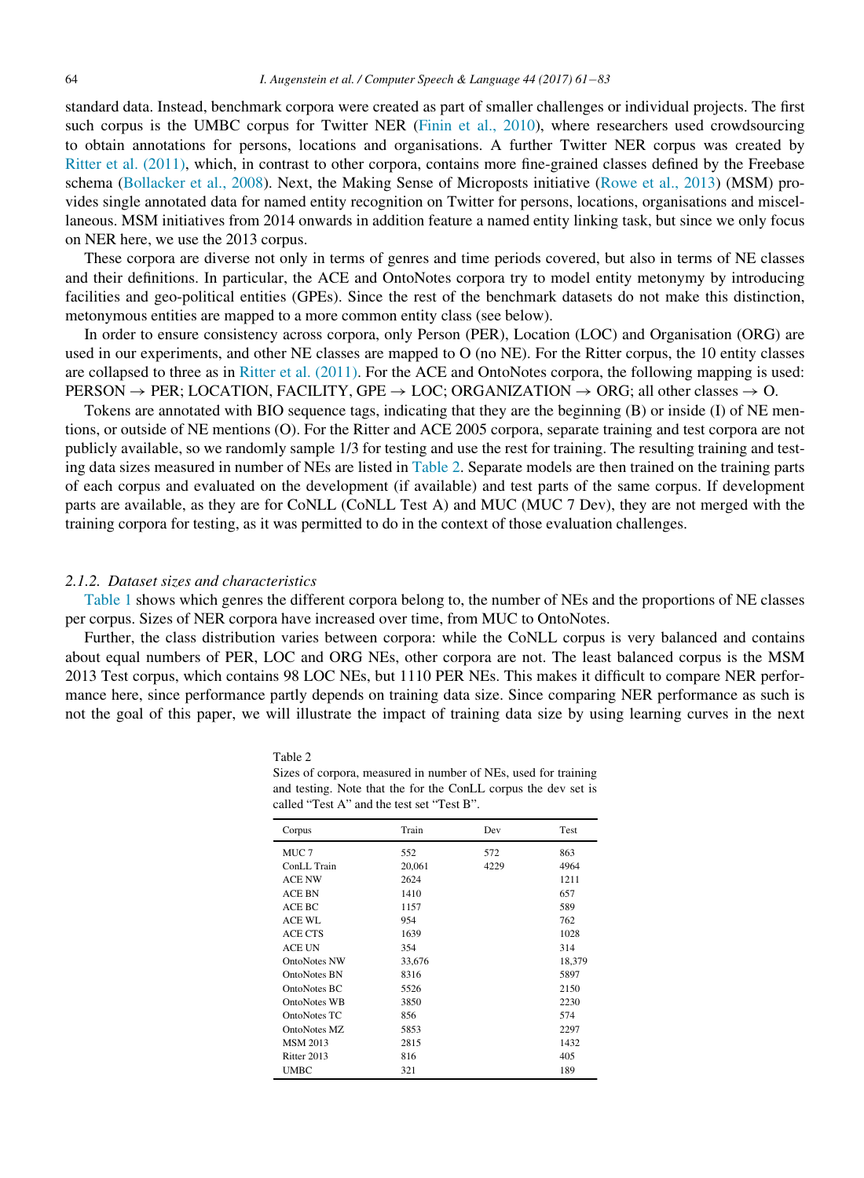standard data. Instead, benchmark corpora were created as part of smaller challenges or individual projects. The first such corpus is the UMBC corpus for Twitter NER (Finin et al., 2010), where researchers used crowdsourcing to obtain annotations for persons, locations and organisations. A further Twitter NER corpus was created by Ritter et al. (2011), which, in contrast to other corpora, contains more fine-grained classes defined by the Freebase schema (Bollacker et al., 2008). Next, the Making Sense of Microposts initiative (Rowe et al., 2013) (MSM) provides single annotated data for named entity recognition on Twitter for persons, locations, organisations and miscellaneous. MSM initiatives from 2014 onwards in addition feature a named entity linking task, but since we only focus on NER here, we use the 2013 corpus.

These corpora are diverse not only in terms of genres and time periods covered, but also in terms of NE classes and their definitions. In particular, the ACE and OntoNotes corpora try to model entity metonymy by introducing facilities and geo-political entities (GPEs). Since the rest of the benchmark datasets do not make this distinction, metonymous entities are mapped to a more common entity class (see below).

In order to ensure consistency across corpora, only Person (PER), Location (LOC) and Organisation (ORG) are used in our experiments, and other NE classes are mapped to O (no NE). For the Ritter corpus, the 10 entity classes are collapsed to three as in Ritter et al. (2011). For the ACE and OntoNotes corpora, the following mapping is used: PERSON → PER; LOCATION, FACILITY, GPE → LOC; ORGANIZATION → ORG; all other classes → O.

Tokens are annotated with BIO sequence tags, indicating that they are the beginning (B) or inside (I) of NE mentions, or outside of NE mentions (O). For the Ritter and ACE 2005 corpora, separate training and test corpora are not publicly available, so we randomly sample 1/3 for testing and use the rest for training. The resulting training and testing data sizes measured in number of NEs are listed in Table 2. Separate models are then trained on the training parts of each corpus and evaluated on the development (if available) and test parts of the same corpus. If development parts are available, as they are for CoNLL (CoNLL Test A) and MUC (MUC 7 Dev), they are not merged with the training corpora for testing, as it was permitted to do in the context of those evaluation challenges.

### 2.1.2. *Dataset sizes and characteristics*

Table 1 shows which genres the different corpora belong to, the number of NEs and the proportions of NE classes per corpus. Sizes of NER corpora have increased over time, from MUC to OntoNotes.

Further, the class distribution varies between corpora: while the CoNLL corpus is very balanced and contains about equal numbers of PER, LOC and ORG NEs, other corpora are not. The least balanced corpus is the MSM 2013 Test corpus, which contains 98 LOC NEs, but 1110 PER NEs. This makes it difficult to compare NER performance here, since performance partly depends on training data size. Since comparing NER performance as such is not the goal of this paper, we will illustrate the impact of training data size by using learning curves in the next

Table 2
Sizes of corpora, measured in number of NEs, used for training and testing. Note that the for the ConLL corpus the dev set is called “Test A” and the test set “Test B”.

| Corpus | Train | Dev | Test |
|---|---|---|---|
| MUC 7 | 552 | 572 | 863 |
| ConLL Train | 20,061 | 4229 | 4964 |
| ACE NW | 2624 | | 1211 |
| ACE BN | 1410 | | 657 |
| ACE BC | 1157 | | 589 |
| ACE WL | 954 | | 762 |
| ACE CTS | 1639 | | 1028 |
| ACE UN | 354 | | 314 |
| OntoNotes NW | 33,676 | | 18,379 |
| OntoNotes BN | 8316 | | 5897 |
| OntoNotes BC | 5526 | | 2150 |
| OntoNotes WB | 3850 | | 2230 |
| OntoNotes TC | 856 | | 574 |
| OntoNotes MZ | 5853 | | 2297 |
| MSM 2013 | 2815 | | 1432 |
| Ritter 2013 | 816 | | 405 |
| UMBC | 321 | | 189 |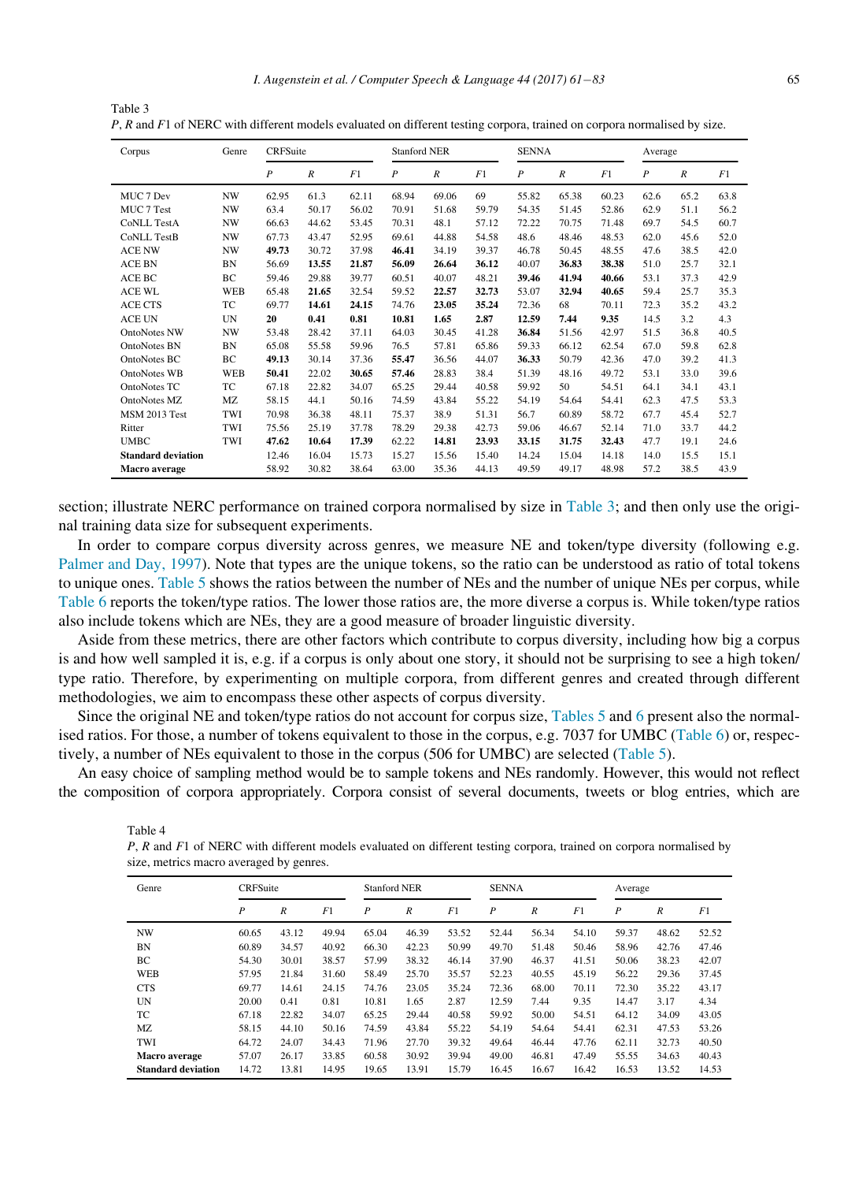Table 3
*P*, *R* and *F*1 of NERC with different models evaluated on different testing corpora, trained on corpora normalised by size.

| Corpus | Genre | CRFSuite | | | Stanford NER | | | SENNA | | | Average | | |
|---|---|---|---|---|---|---|---|---|---|---|---|---|---|
| | | *P* | *R* | *F*1 | *P* | *R* | *F*1 | *P* | *R* | *F*1 | *P* | *R* | *F*1 |
| MUC 7 Dev | NW | 62.95 | 61.3 | 62.11 | 68.94 | 69.06 | 69 | 55.82 | 65.38 | 60.23 | 62.6 | 65.2 | 63.8 |
| MUC 7 Test | NW | 63.4 | 50.17 | 56.02 | 70.91 | 51.68 | 59.79 | 54.35 | 51.45 | 52.86 | 62.9 | 51.1 | 56.2 |
| CoNLL TestA | NW | 66.63 | 44.62 | 53.45 | 70.31 | 48.1 | 57.12 | 72.22 | 70.75 | 71.48 | 69.7 | 54.5 | 60.7 |
| CoNLL TestB | NW | 67.73 | 43.47 | 52.95 | 69.61 | 44.88 | 54.58 | 48.6 | 48.46 | 48.53 | 62.0 | 45.6 | 52.0 |
| ACE NW | NW | **49.73** | 30.72 | 37.98 | **46.41** | 34.19 | 39.37 | 46.78 | 50.45 | 48.55 | 47.6 | 38.5 | 42.0 |
| ACE BN | BN | 56.69 | **13.55** | **21.87** | **56.09** | **26.64** | **36.12** | 40.07 | **36.83** | **38.38** | 51.0 | 25.7 | 32.1 |
| ACE BC | BC | 59.46 | 29.88 | 39.77 | 60.51 | 40.07 | 48.21 | **39.46** | **41.94** | **40.66** | 53.1 | 37.3 | 42.9 |
| ACE WL | WEB | 65.48 | **21.65** | 32.54 | 59.52 | **22.57** | **32.73** | 53.07 | **32.94** | **40.65** | 59.4 | 25.7 | 35.3 |
| ACE CTS | TC | 69.77 | **14.61** | **24.15** | 74.76 | **23.05** | **35.24** | 72.36 | 68 | 70.11 | 72.3 | 35.2 | 43.2 |
| ACE UN | UN | **20** | **0.41** | **0.81** | **10.81** | **1.65** | **2.87** | **12.59** | **7.44** | **9.35** | 14.5 | 3.2 | 4.3 |
| OntoNotes NW | NW | 53.48 | 28.42 | 37.11 | 64.03 | 30.45 | 41.28 | **36.84** | 51.56 | 42.97 | 51.5 | 36.8 | 40.5 |
| OntoNotes BN | BN | 65.08 | 55.58 | 59.96 | 76.5 | 57.81 | 65.86 | 59.33 | 66.12 | 62.54 | 67.0 | 59.8 | 62.8 |
| OntoNotes BC | BC | **49.13** | 30.14 | 37.36 | **55.47** | 36.56 | 44.07 | **36.33** | 50.79 | 42.36 | 47.0 | 39.2 | 41.3 |
| OntoNotes WB | WEB | **50.41** | 22.02 | **30.65** | **57.46** | 28.83 | 38.4 | 51.39 | 48.16 | 49.72 | 53.1 | 33.0 | 39.6 |
| OntoNotes TC | TC | 67.18 | 22.82 | 34.07 | 65.25 | 29.44 | 40.58 | 59.92 | 50 | 54.51 | 64.1 | 34.1 | 43.1 |
| OntoNotes MZ | MZ | 58.15 | 44.1 | 50.16 | 74.59 | 43.84 | 55.22 | 54.19 | 54.64 | 54.41 | 62.3 | 47.5 | 53.3 |
| MSM 2013 Test | TWI | 70.98 | 36.38 | 48.11 | 75.37 | 38.9 | 51.31 | 56.7 | 60.89 | 58.72 | 67.7 | 45.4 | 52.7 |
| Ritter | TWI | 75.56 | 25.19 | 37.78 | 78.29 | 29.38 | 42.73 | 59.06 | 46.67 | 52.14 | 71.0 | 33.7 | 44.2 |
| UMBC | TWI | **47.62** | **10.64** | **17.39** | 62.22 | **14.81** | **23.93** | **33.15** | **31.75** | **32.43** | 47.7 | 19.1 | 24.6 |
| **Standard deviation** | | 12.46 | 16.04 | 15.73 | 15.27 | 15.56 | 15.40 | 14.24 | 15.04 | 14.18 | 14.0 | 15.5 | 15.1 |
| **Macro average** | | 58.92 | 30.82 | 38.64 | 63.00 | 35.36 | 44.13 | 49.59 | 49.17 | 48.98 | 57.2 | 38.5 | 43.9 |

section; illustrate NERC performance on trained corpora normalised by size in Table 3; and then only use the original training data size for subsequent experiments.

In order to compare corpus diversity across genres, we measure NE and token/type diversity (following e.g. Palmer and Day, 1997). Note that types are the unique tokens, so the ratio can be understood as ratio of total tokens to unique ones. Table 5 shows the ratios between the number of NEs and the number of unique NEs per corpus, while Table 6 reports the token/type ratios. The lower those ratios are, the more diverse a corpus is. While token/type ratios also include tokens which are NEs, they are a good measure of broader linguistic diversity.

Aside from these metrics, there are other factors which contribute to corpus diversity, including how big a corpus is and how well sampled it is, e.g. if a corpus is only about one story, it should not be surprising to see a high token/type ratio. Therefore, by experimenting on multiple corpora, from different genres and created through different methodologies, we aim to encompass these other aspects of corpus diversity.

Since the original NE and token/type ratios do not account for corpus size, Tables 5 and 6 present also the normalised ratios. For those, a number of tokens equivalent to those in the corpus, e.g. 7037 for UMBC (Table 6) or, respectively, a number of NEs equivalent to those in the corpus (506 for UMBC) are selected (Table 5).

An easy choice of sampling method would be to sample tokens and NEs randomly. However, this would not reflect the composition of corpora appropriately. Corpora consist of several documents, tweets or blog entries, which are

Table 4
*P*, *R* and *F*1 of NERC with different models evaluated on different testing corpora, trained on corpora normalised by size, metrics macro averaged by genres.

| Genre | CRFSuite | | | Stanford NER | | | SENNA | | | Average | | |
|---|---|---|---|---|---|---|---|---|---|---|---|---|
| | *P* | *R* | *F*1 | *P* | *R* | *F*1 | *P* | *R* | *F*1 | *P* | *R* | *F*1 |
| NW | 60.65 | 43.12 | 49.94 | 65.04 | 46.39 | 53.52 | 52.44 | 56.34 | 54.10 | 59.37 | 48.62 | 52.52 |
| BN | 60.89 | 34.57 | 40.92 | 66.30 | 42.23 | 50.99 | 49.70 | 51.48 | 50.46 | 58.96 | 42.76 | 47.46 |
| BC | 54.30 | 30.01 | 38.57 | 57.99 | 38.32 | 46.14 | 37.90 | 46.37 | 41.51 | 50.06 | 38.23 | 42.07 |
| WEB | 57.95 | 21.84 | 31.60 | 58.49 | 25.70 | 35.57 | 52.23 | 40.55 | 45.19 | 56.22 | 29.36 | 37.45 |
| CTS | 69.77 | 14.61 | 24.15 | 74.76 | 23.05 | 35.24 | 72.36 | 68.00 | 70.11 | 72.30 | 35.22 | 43.17 |
| UN | 20.00 | 0.41 | 0.81 | 10.81 | 1.65 | 2.87 | 12.59 | 7.44 | 9.35 | 14.47 | 3.17 | 4.34 |
| TC | 67.18 | 22.82 | 34.07 | 65.25 | 29.44 | 40.58 | 59.92 | 50.00 | 54.51 | 64.12 | 34.09 | 43.05 |
| MZ | 58.15 | 44.10 | 50.16 | 74.59 | 43.84 | 55.22 | 54.19 | 54.64 | 54.41 | 62.31 | 47.53 | 53.26 |
| TWI | 64.72 | 24.07 | 34.43 | 71.96 | 27.70 | 39.32 | 49.64 | 46.44 | 47.76 | 62.11 | 32.73 | 40.50 |
| **Macro average** | 57.07 | 26.17 | 33.85 | 60.58 | 30.92 | 39.94 | 49.00 | 46.81 | 47.49 | 55.55 | 34.63 | 40.43 |
| **Standard deviation** | 14.72 | 13.81 | 14.95 | 19.65 | 13.91 | 15.79 | 16.45 | 16.67 | 16.42 | 16.53 | 13.52 | 14.53 |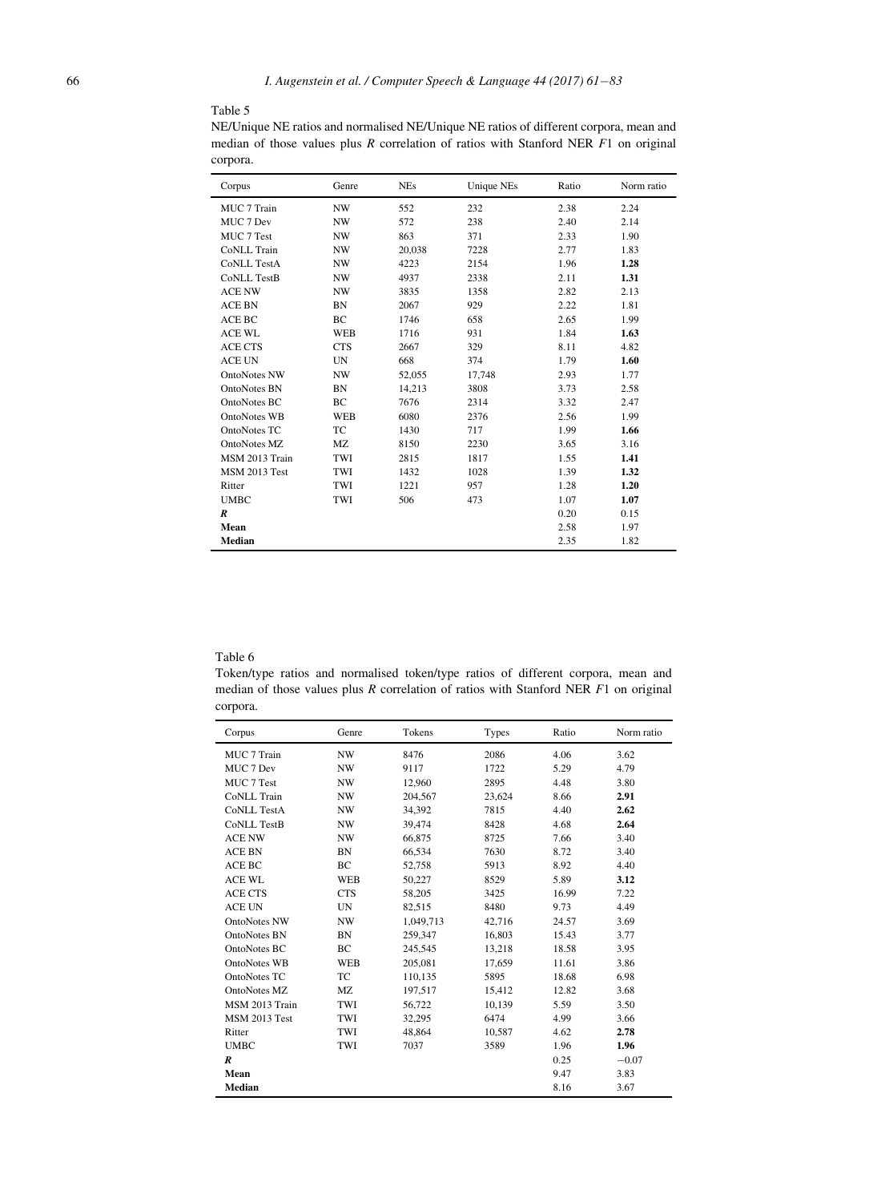Table 5

NE/Unique NE ratios and normalised NE/Unique NE ratios of different corpora, mean and median of those values plus $R$ correlation of ratios with Stanford NER $F1$ on original corpora.

| Corpus | Genre | NEs | Unique NEs | Ratio | Norm ratio |
|---|---|---|---|---|---|
| MUC 7 Train | NW | 552 | 232 | 2.38 | 2.24 |
| MUC 7 Dev | NW | 572 | 238 | 2.40 | 2.14 |
| MUC 7 Test | NW | 863 | 371 | 2.33 | 1.90 |
| CoNLL Train | NW | 20,038 | 7228 | 2.77 | 1.83 |
| CoNLL TestA | NW | 4223 | 2154 | 1.96 | **1.28** |
| CoNLL TestB | NW | 4937 | 2338 | 2.11 | **1.31** |
| ACE NW | NW | 3835 | 1358 | 2.82 | 2.13 |
| ACE BN | BN | 2067 | 929 | 2.22 | 1.81 |
| ACE BC | BC | 1746 | 658 | 2.65 | 1.99 |
| ACE WL | WEB | 1716 | 931 | 1.84 | **1.63** |
| ACE CTS | CTS | 2667 | 329 | 8.11 | 4.82 |
| ACE UN | UN | 668 | 374 | 1.79 | **1.60** |
| OntoNotes NW | NW | 52,055 | 17,748 | 2.93 | 1.77 |
| OntoNotes BN | BN | 14,213 | 3808 | 3.73 | 2.58 |
| OntoNotes BC | BC | 7676 | 2314 | 3.32 | 2.47 |
| OntoNotes WB | WEB | 6080 | 2376 | 2.56 | 1.99 |
| OntoNotes TC | TC | 1430 | 717 | 1.99 | **1.66** |
| OntoNotes MZ | MZ | 8150 | 2230 | 3.65 | 3.16 |
| MSM 2013 Train | TWI | 2815 | 1817 | 1.55 | **1.41** |
| MSM 2013 Test | TWI | 1432 | 1028 | 1.39 | **1.32** |
| Ritter | TWI | 1221 | 957 | 1.28 | **1.20** |
| UMBC | TWI | 506 | 473 | 1.07 | **1.07** |
| ***R*** | | | | 0.20 | 0.15 |
| **Mean** | | | | 2.58 | 1.97 |
| **Median** | | | | 2.35 | 1.82 |

Table 6

Token/type ratios and normalised token/type ratios of different corpora, mean and median of those values plus $R$ correlation of ratios with Stanford NER $F1$ on original corpora.

| Corpus | Genre | Tokens | Types | Ratio | Norm ratio |
|---|---|---|---|---|---|
| MUC 7 Train | NW | 8476 | 2086 | 4.06 | 3.62 |
| MUC 7 Dev | NW | 9117 | 1722 | 5.29 | 4.79 |
| MUC 7 Test | NW | 12,960 | 2895 | 4.48 | 3.80 |
| CoNLL Train | NW | 204,567 | 23,624 | 8.66 | **2.91** |
| CoNLL TestA | NW | 34,392 | 7815 | 4.40 | **2.62** |
| CoNLL TestB | NW | 39,474 | 8428 | 4.68 | **2.64** |
| ACE NW | NW | 66,875 | 8725 | 7.66 | 3.40 |
| ACE BN | BN | 66,534 | 7630 | 8.72 | 3.40 |
| ACE BC | BC | 52,758 | 5913 | 8.92 | 4.40 |
| ACE WL | WEB | 50,227 | 8529 | 5.89 | **3.12** |
| ACE CTS | CTS | 58,205 | 3425 | 16.99 | 7.22 |
| ACE UN | UN | 82,515 | 8480 | 9.73 | 4.49 |
| OntoNotes NW | NW | 1,049,713 | 42,716 | 24.57 | 3.69 |
| OntoNotes BN | BN | 259,347 | 16,803 | 15.43 | 3.77 |
| OntoNotes BC | BC | 245,545 | 13,218 | 18.58 | 3.95 |
| OntoNotes WB | WEB | 205,081 | 17,659 | 11.61 | 3.86 |
| OntoNotes TC | TC | 110,135 | 5895 | 18.68 | 6.98 |
| OntoNotes MZ | MZ | 197,517 | 15,412 | 12.82 | 3.68 |
| MSM 2013 Train | TWI | 56,722 | 10,139 | 5.59 | 3.50 |
| MSM 2013 Test | TWI | 32,295 | 6474 | 4.99 | 3.66 |
| Ritter | TWI | 48,864 | 10,587 | 4.62 | **2.78** |
| UMBC | TWI | 7037 | 3589 | 1.96 | **1.96** |
| ***R*** | | | | 0.25 | −0.07 |
| **Mean** | | | | 9.47 | 3.83 |
| **Median** | | | | 8.16 | 3.67 |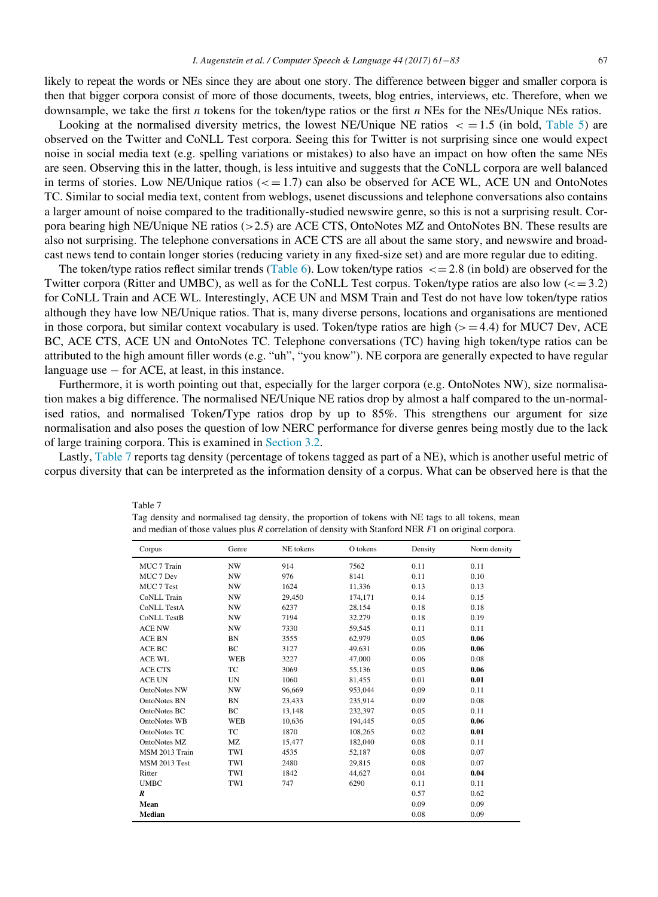likely to repeat the words or NEs since they are about one story. The difference between bigger and smaller corpora is then that bigger corpora consist of more of those documents, tweets, blog entries, interviews, etc. Therefore, when we downsample, we take the first $n$ tokens for the token/type ratios or the first $n$ NEs for the NEs/Unique NEs ratios.

Looking at the normalised diversity metrics, the lowest NE/Unique NE ratios $<= 1.5$ (in bold, Table 5) are observed on the Twitter and CoNLL Test corpora. Seeing this for Twitter is not surprising since one would expect noise in social media text (e.g. spelling variations or mistakes) to also have an impact on how often the same NEs are seen. Observing this in the latter, though, is less intuitive and suggests that the CoNLL corpora are well balanced in terms of stories. Low NE/Unique ratios ($<= 1.7$) can also be observed for ACE WL, ACE UN and OntoNotes TC. Similar to social media text, content from weblogs, usenet discussions and telephone conversations also contains a larger amount of noise compared to the traditionally-studied newswire genre, so this is not a surprising result. Corpora bearing high NE/Unique NE ratios ($>2.5$) are ACE CTS, OntoNotes MZ and OntoNotes BN. These results are also not surprising. The telephone conversations in ACE CTS are all about the same story, and newswire and broadcast news tend to contain longer stories (reducing variety in any fixed-size set) and are more regular due to editing.

The token/type ratios reflect similar trends (Table 6). Low token/type ratios $<= 2.8$ (in bold) are observed for the Twitter corpora (Ritter and UMBC), as well as for the CoNLL Test corpus. Token/type ratios are also low ($<= 3.2$) for CoNLL Train and ACE WL. Interestingly, ACE UN and MSM Train and Test do not have low token/type ratios although they have low NE/Unique ratios. That is, many diverse persons, locations and organisations are mentioned in those corpora, but similar context vocabulary is used. Token/type ratios are high ($>= 4.4$) for MUC7 Dev, ACE BC, ACE CTS, ACE UN and OntoNotes TC. Telephone conversations (TC) having high token/type ratios can be attributed to the high amount filler words (e.g. "uh", "you know"). NE corpora are generally expected to have regular language use – for ACE, at least, in this instance.

Furthermore, it is worth pointing out that, especially for the larger corpora (e.g. OntoNotes NW), size normalisation makes a big difference. The normalised NE/Unique NE ratios drop by almost a half compared to the un-normalised ratios, and normalised Token/Type ratios drop by up to 85%. This strengthens our argument for size normalisation and also poses the question of low NERC performance for diverse genres being mostly due to the lack of large training corpora. This is examined in Section 3.2.

Lastly, Table 7 reports tag density (percentage of tokens tagged as part of a NE), which is another useful metric of corpus diversity that can be interpreted as the information density of a corpus. What can be observed here is that the

Table 7
Tag density and normalised tag density, the proportion of tokens with NE tags to all tokens, mean and median of those values plus $R$ correlation of density with Stanford NER $F1$ on original corpora.

| Corpus | Genre | NE tokens | O tokens | Density | Norm density |
|---|---|---|---|---|---|
| MUC 7 Train | NW | 914 | 7562 | 0.11 | 0.11 |
| MUC 7 Dev | NW | 976 | 8141 | 0.11 | 0.10 |
| MUC 7 Test | NW | 1624 | 11,336 | 0.13 | 0.13 |
| CoNLL Train | NW | 29,450 | 174,171 | 0.14 | 0.15 |
| CoNLL TestA | NW | 6237 | 28,154 | 0.18 | 0.18 |
| CoNLL TestB | NW | 7194 | 32,279 | 0.18 | 0.19 |
| ACE NW | NW | 7330 | 59,545 | 0.11 | 0.11 |
| ACE BN | BN | 3555 | 62,979 | 0.05 | **0.06** |
| ACE BC | BC | 3127 | 49,631 | 0.06 | **0.06** |
| ACE WL | WEB | 3227 | 47,000 | 0.06 | 0.08 |
| ACE CTS | TC | 3069 | 55,136 | 0.05 | **0.06** |
| ACE UN | UN | 1060 | 81,455 | 0.01 | **0.01** |
| OntoNotes NW | NW | 96,669 | 953,044 | 0.09 | 0.11 |
| OntoNotes BN | BN | 23,433 | 235,914 | 0.09 | 0.08 |
| OntoNotes BC | BC | 13,148 | 232,397 | 0.05 | 0.11 |
| OntoNotes WB | WEB | 10,636 | 194,445 | 0.05 | **0.06** |
| OntoNotes TC | TC | 1870 | 108,265 | 0.02 | **0.01** |
| OntoNotes MZ | MZ | 15,477 | 182,040 | 0.08 | 0.11 |
| MSM 2013 Train | TWI | 4535 | 52,187 | 0.08 | 0.07 |
| MSM 2013 Test | TWI | 2480 | 29,815 | 0.08 | 0.07 |
| Ritter | TWI | 1842 | 44,627 | 0.04 | **0.04** |
| UMBC | TWI | 747 | 6290 | 0.11 | 0.11 |
| ***R*** | | | | 0.57 | 0.62 |
| **Mean** | | | | 0.09 | 0.09 |
| **Median** | | | | 0.08 | 0.09 |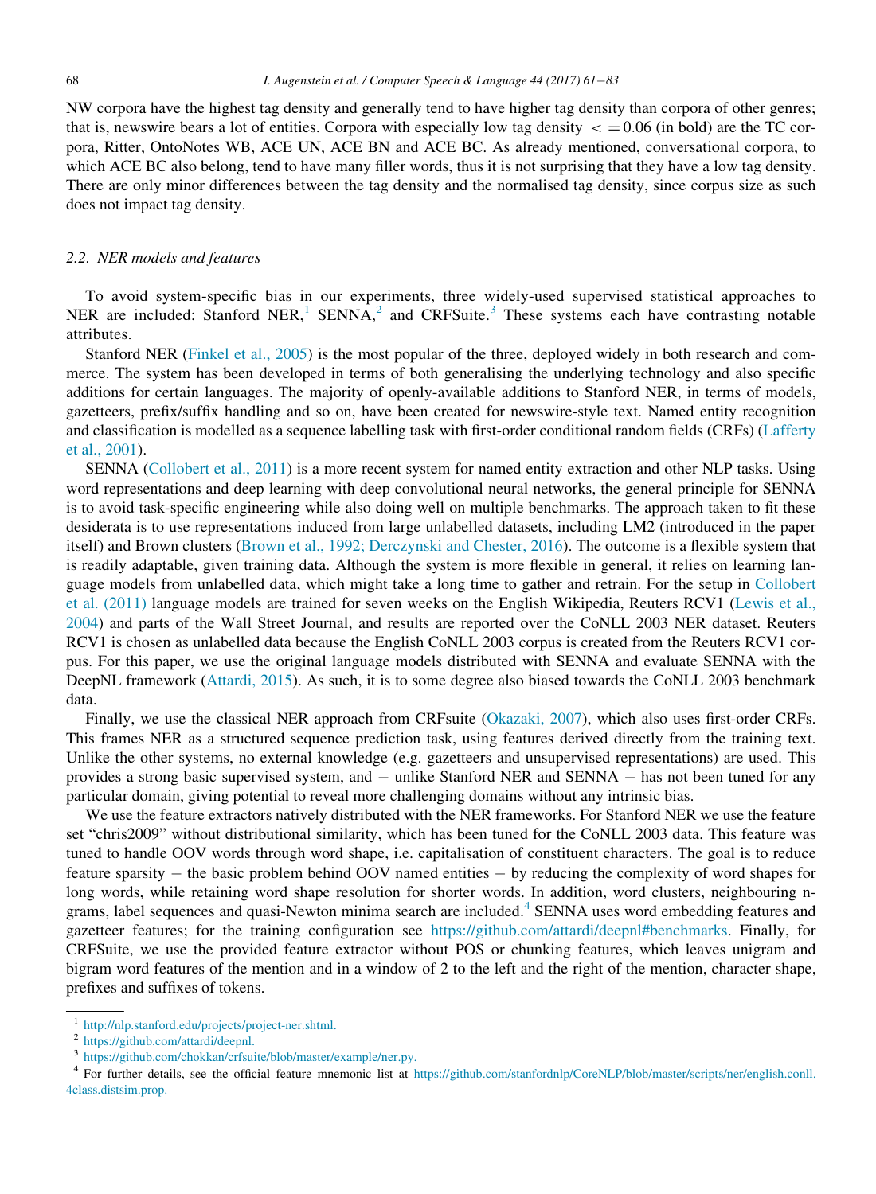NW corpora have the highest tag density and generally tend to have higher tag density than corpora of other genres; that is, newswire bears a lot of entities. Corpora with especially low tag density $<=0.06$ (in bold) are the TC corpora, Ritter, OntoNotes WB, ACE UN, ACE BN and ACE BC. As already mentioned, conversational corpora, to which ACE BC also belong, tend to have many filler words, thus it is not surprising that they have a low tag density. There are only minor differences between the tag density and the normalised tag density, since corpus size as such does not impact tag density.

### 2.2. NER models and features

To avoid system-specific bias in our experiments, three widely-used supervised statistical approaches to NER are included: Stanford NER,[1] SENNA,[2] and CRFSuite.[3] These systems each have contrasting notable attributes.

Stanford NER (Finkel et al., 2005) is the most popular of the three, deployed widely in both research and commerce. The system has been developed in terms of both generalising the underlying technology and also specific additions for certain languages. The majority of openly-available additions to Stanford NER, in terms of models, gazetteers, prefix/suffix handling and so on, have been created for newswire-style text. Named entity recognition and classification is modelled as a sequence labelling task with first-order conditional random fields (CRFs) (Lafferty et al., 2001).

SENNA (Collobert et al., 2011) is a more recent system for named entity extraction and other NLP tasks. Using word representations and deep learning with deep convolutional neural networks, the general principle for SENNA is to avoid task-specific engineering while also doing well on multiple benchmarks. The approach taken to fit these desiderata is to use representations induced from large unlabelled datasets, including LM2 (introduced in the paper itself) and Brown clusters (Brown et al., 1992; Derczynski and Chester, 2016). The outcome is a flexible system that is readily adaptable, given training data. Although the system is more flexible in general, it relies on learning language models from unlabelled data, which might take a long time to gather and retrain. For the setup in Collobert et al. (2011) language models are trained for seven weeks on the English Wikipedia, Reuters RCV1 (Lewis et al., 2004) and parts of the Wall Street Journal, and results are reported over the CoNLL 2003 NER dataset. Reuters RCV1 is chosen as unlabelled data because the English CoNLL 2003 corpus is created from the Reuters RCV1 corpus. For this paper, we use the original language models distributed with SENNA and evaluate SENNA with the DeepNL framework (Attardi, 2015). As such, it is to some degree also biased towards the CoNLL 2003 benchmark data.

Finally, we use the classical NER approach from CRFsuite (Okazaki, 2007), which also uses first-order CRFs. This frames NER as a structured sequence prediction task, using features derived directly from the training text. Unlike the other systems, no external knowledge (e.g. gazetteers and unsupervised representations) are used. This provides a strong basic supervised system, and – unlike Stanford NER and SENNA – has not been tuned for any particular domain, giving potential to reveal more challenging domains without any intrinsic bias.

We use the feature extractors natively distributed with the NER frameworks. For Stanford NER we use the feature set "chris2009" without distributional similarity, which has been tuned for the CoNLL 2003 data. This feature was tuned to handle OOV words through word shape, i.e. capitalisation of constituent characters. The goal is to reduce feature sparsity – the basic problem behind OOV named entities – by reducing the complexity of word shapes for long words, while retaining word shape resolution for shorter words. In addition, word clusters, neighbouring n-grams, label sequences and quasi-Newton minima search are included.[4] SENNA uses word embedding features and gazetteer features; for the training configuration see https://github.com/attardi/deepnl#benchmarks. Finally, for CRFSuite, we use the provided feature extractor without POS or chunking features, which leaves unigram and bigram word features of the mention and in a window of 2 to the left and the right of the mention, character shape, prefixes and suffixes of tokens.

---

[1] http://nlp.stanford.edu/projects/project-ner.shtml.

[2] https://github.com/attardi/deepnl.

[3] https://github.com/chokkan/crfsuite/blob/master/example/ner.py.

[4] For further details, see the official feature mnemonic list at https://github.com/stanfordnlp/CoreNLP/blob/master/scripts/ner/english.conll.4class.distsim.prop.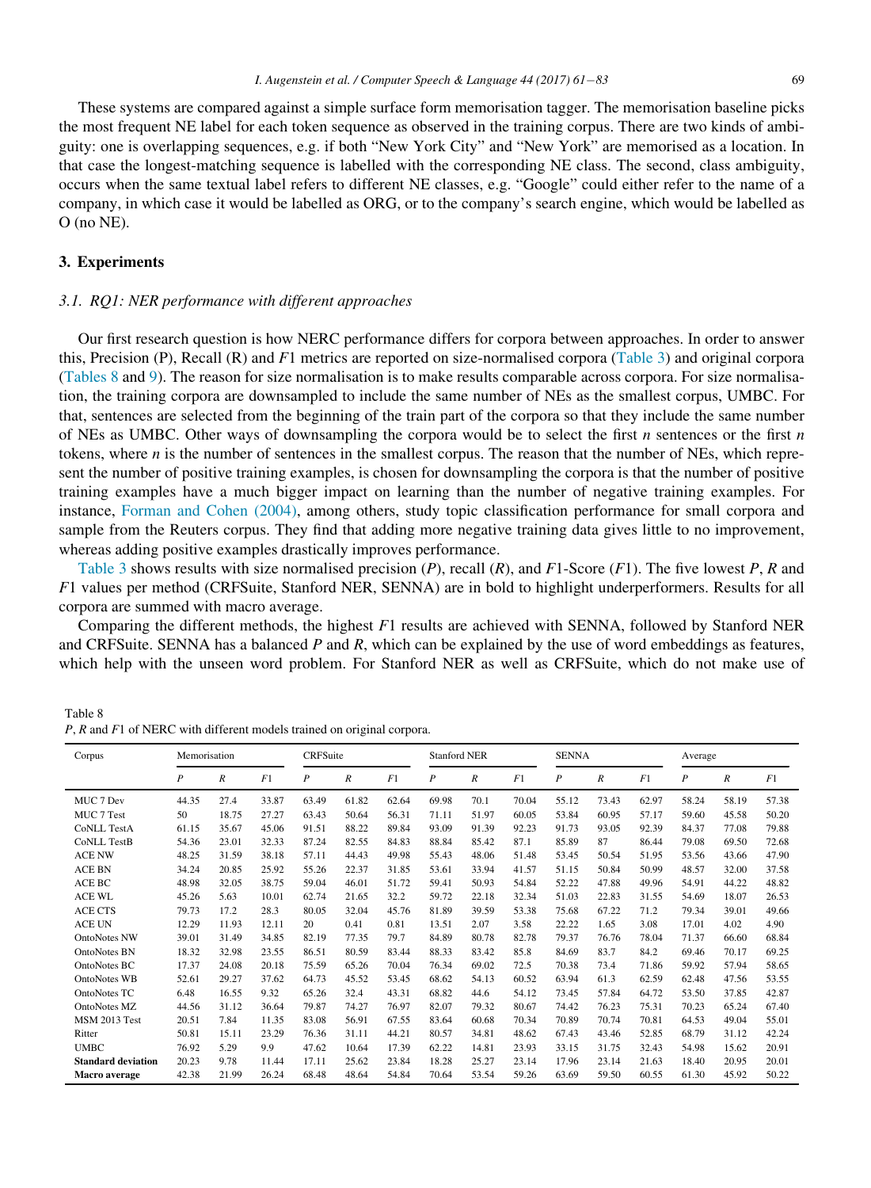These systems are compared against a simple surface form memorisation tagger. The memorisation baseline picks the most frequent NE label for each token sequence as observed in the training corpus. There are two kinds of ambiguity: one is overlapping sequences, e.g. if both "New York City" and "New York" are memorised as a location. In that case the longest-matching sequence is labelled with the corresponding NE class. The second, class ambiguity, occurs when the same textual label refers to different NE classes, e.g. "Google" could either refer to the name of a company, in which case it would be labelled as ORG, or to the company's search engine, which would be labelled as O (no NE).

## 3. Experiments

### 3.1. RQ1: NER performance with different approaches

Our first research question is how NERC performance differs for corpora between approaches. In order to answer this, Precision (P), Recall (R) and $F1$ metrics are reported on size-normalised corpora (Table 3) and original corpora (Tables 8 and 9). The reason for size normalisation is to make results comparable across corpora. For size normalisation, the training corpora are downsampled to include the same number of NEs as the smallest corpus, UMBC. For that, sentences are selected from the beginning of the train part of the corpora so that they include the same number of NEs as UMBC. Other ways of downsampling the corpora would be to select the first $n$ sentences or the first $n$ tokens, where $n$ is the number of sentences in the smallest corpus. The reason that the number of NEs, which represent the number of positive training examples, is chosen for downsampling the corpora is that the number of positive training examples have a much bigger impact on learning than the number of negative training examples. For instance, Forman and Cohen (2004), among others, study topic classification performance for small corpora and sample from the Reuters corpus. They find that adding more negative training data gives little to no improvement, whereas adding positive examples drastically improves performance.

Table 3 shows results with size normalised precision ($P$), recall ($R$), and $F1$-Score ($F1$). The five lowest $P$, $R$ and $F1$ values per method (CRFSuite, Stanford NER, SENNA) are in bold to highlight underperformers. Results for all corpora are summed with macro average.

Comparing the different methods, the highest $F1$ results are achieved with SENNA, followed by Stanford NER and CRFSuite. SENNA has a balanced $P$ and $R$, which can be explained by the use of word embeddings as features, which help with the unseen word problem. For Stanford NER as well as CRFSuite, which do not make use of

Table 8
$P$, $R$ and $F1$ of NERC with different models trained on original corpora.

| Corpus | Memorisation | | | CRFSuite | | | Stanford NER | | | SENNA | | | Average | | |
|---|---|---|---|---|---|---|---|---|---|---|---|---|---|---|---|
| | $P$ | $R$ | $F1$ | $P$ | $R$ | $F1$ | $P$ | $R$ | $F1$ | $P$ | $R$ | $F1$ | $P$ | $R$ | $F1$ |
| MUC 7 Dev | 44.35 | 27.4 | 33.87 | 63.49 | 61.82 | 62.64 | 69.98 | 70.1 | 70.04 | 55.12 | 73.43 | 62.97 | 58.24 | 58.19 | 57.38 |
| MUC 7 Test | 50 | 18.75 | 27.27 | 63.43 | 50.64 | 56.31 | 71.11 | 51.97 | 60.05 | 53.84 | 60.95 | 57.17 | 59.60 | 45.58 | 50.20 |
| CoNLL TestA | 61.15 | 35.67 | 45.06 | 91.51 | 88.22 | 89.84 | 93.09 | 91.39 | 92.23 | 91.73 | 93.05 | 92.39 | 84.37 | 77.08 | 79.88 |
| CoNLL TestB | 54.36 | 23.01 | 32.33 | 87.24 | 82.55 | 84.83 | 88.84 | 85.42 | 87.1 | 85.89 | 87 | 86.44 | 79.08 | 69.50 | 72.68 |
| ACE NW | 48.25 | 31.59 | 38.18 | 57.11 | 44.43 | 49.98 | 55.43 | 48.06 | 51.48 | 53.45 | 50.54 | 51.95 | 53.56 | 43.66 | 47.90 |
| ACE BN | 34.24 | 20.85 | 25.92 | 55.26 | 22.37 | 31.85 | 53.61 | 33.94 | 41.57 | 51.15 | 50.84 | 50.99 | 48.57 | 32.00 | 37.58 |
| ACE BC | 48.98 | 32.05 | 38.75 | 59.04 | 46.01 | 51.72 | 59.41 | 50.93 | 54.84 | 52.22 | 47.88 | 49.96 | 54.91 | 44.22 | 48.82 |
| ACE WL | 45.26 | 5.63 | 10.01 | 62.74 | 21.65 | 32.2 | 59.72 | 22.18 | 32.34 | 51.03 | 22.83 | 31.55 | 54.69 | 18.07 | 26.53 |
| ACE CTS | 79.73 | 17.2 | 28.3 | 80.05 | 32.04 | 45.76 | 81.89 | 39.59 | 53.38 | 75.68 | 67.22 | 71.2 | 79.34 | 39.01 | 49.66 |
| ACE UN | 12.29 | 11.93 | 12.11 | 20 | 0.41 | 0.81 | 13.51 | 2.07 | 3.58 | 22.22 | 1.65 | 3.08 | 17.01 | 4.02 | 4.90 |
| OntoNotes NW | 39.01 | 31.49 | 34.85 | 82.19 | 77.35 | 79.7 | 84.89 | 80.78 | 82.78 | 79.37 | 76.76 | 78.04 | 71.37 | 66.60 | 68.84 |
| OntoNotes BN | 18.32 | 32.98 | 23.55 | 86.51 | 80.59 | 83.44 | 88.33 | 83.42 | 85.8 | 84.69 | 83.7 | 84.2 | 69.46 | 70.17 | 69.25 |
| OntoNotes BC | 17.37 | 24.08 | 20.18 | 75.59 | 65.26 | 70.04 | 76.34 | 69.02 | 72.5 | 70.38 | 73.4 | 71.86 | 59.92 | 57.94 | 58.65 |
| OntoNotes WB | 52.61 | 29.27 | 37.62 | 64.73 | 45.52 | 53.45 | 68.62 | 54.13 | 60.52 | 63.94 | 61.3 | 62.59 | 62.48 | 47.56 | 53.55 |
| OntoNotes TC | 6.48 | 16.55 | 9.32 | 65.26 | 32.4 | 43.31 | 68.82 | 44.6 | 54.12 | 73.45 | 57.84 | 64.72 | 53.50 | 37.85 | 42.87 |
| OntoNotes MZ | 44.56 | 31.12 | 36.64 | 79.87 | 74.27 | 76.97 | 82.07 | 79.32 | 80.67 | 74.42 | 76.23 | 75.31 | 70.23 | 65.24 | 67.40 |
| MSM 2013 Test | 20.51 | 7.84 | 11.35 | 83.08 | 56.91 | 67.55 | 83.64 | 60.68 | 70.34 | 70.89 | 70.74 | 70.81 | 64.53 | 49.04 | 55.01 |
| Ritter | 50.81 | 15.11 | 23.29 | 76.36 | 31.11 | 44.21 | 80.57 | 34.81 | 48.62 | 67.43 | 43.46 | 52.85 | 68.79 | 31.12 | 42.24 |
| UMBC | 76.92 | 5.29 | 9.9 | 47.62 | 10.64 | 17.39 | 62.22 | 14.81 | 23.93 | 33.15 | 31.75 | 32.43 | 54.98 | 15.62 | 20.91 |
| **Standard deviation** | 20.23 | 9.78 | 11.44 | 17.11 | 25.62 | 23.84 | 18.28 | 25.27 | 23.14 | 17.96 | 23.14 | 21.63 | 18.40 | 20.95 | 20.01 |
| **Macro average** | 42.38 | 21.99 | 26.24 | 68.48 | 48.64 | 54.84 | 70.64 | 53.54 | 59.26 | 63.69 | 59.50 | 60.55 | 61.30 | 45.92 | 50.22 |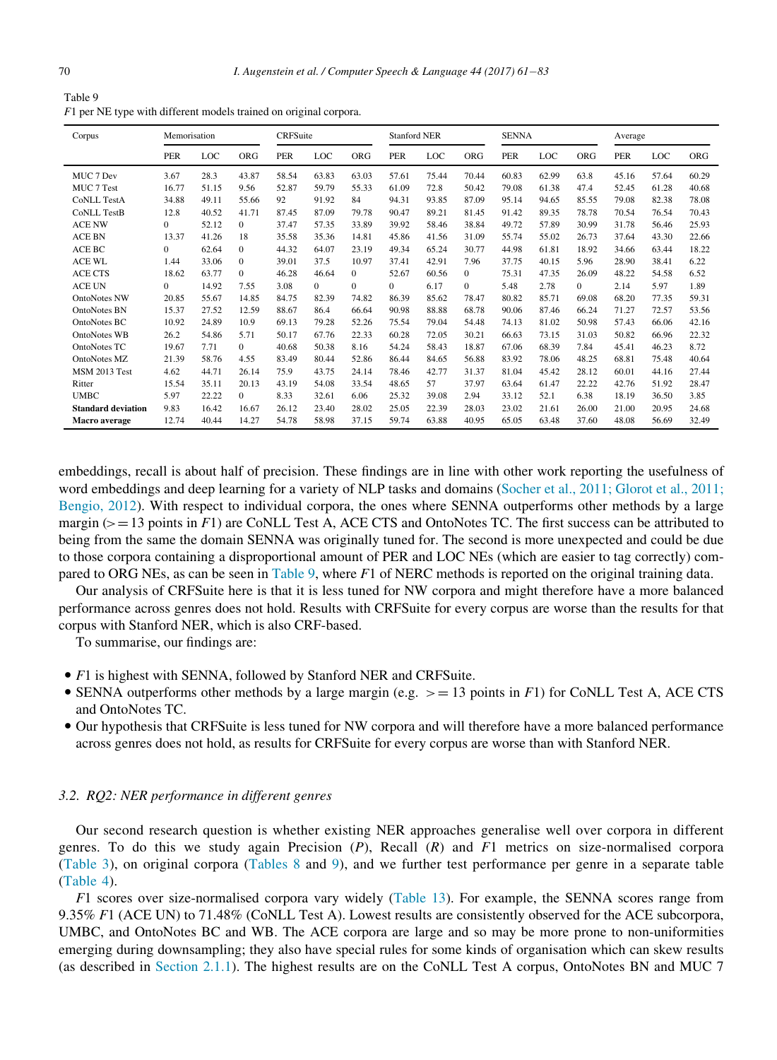Table 9
$F1$ per NE type with different models trained on original corpora.

| Corpus | Memorisation | | | CRFSuite | | | Stanford NER | | | SENNA | | | Average | | |
|---|---|---|---|---|---|---|---|---|---|---|---|---|---|---|---|
| | PER | LOC | ORG | PER | LOC | ORG | PER | LOC | ORG | PER | LOC | ORG | PER | LOC | ORG |
| MUC 7 Dev | 3.67 | 28.3 | 43.87 | 58.54 | 63.83 | 63.03 | 57.61 | 75.44 | 70.44 | 60.83 | 62.99 | 63.8 | 45.16 | 57.64 | 60.29 |
| MUC 7 Test | 16.77 | 51.15 | 9.56 | 52.87 | 59.79 | 55.33 | 61.09 | 72.8 | 50.42 | 79.08 | 61.38 | 47.4 | 52.45 | 61.28 | 40.68 |
| CoNLL TestA | 34.88 | 49.11 | 55.66 | 92 | 91.92 | 84 | 94.31 | 93.85 | 87.09 | 95.14 | 94.65 | 85.55 | 79.08 | 82.38 | 78.08 |
| CoNLL TestB | 12.8 | 40.52 | 41.71 | 87.45 | 87.09 | 79.78 | 90.47 | 89.21 | 81.45 | 91.42 | 89.35 | 78.78 | 70.54 | 76.54 | 70.43 |
| ACE NW | 0 | 52.12 | 0 | 37.47 | 57.35 | 33.89 | 39.92 | 58.46 | 38.84 | 49.72 | 57.89 | 30.99 | 31.78 | 56.46 | 25.93 |
| ACE BN | 13.37 | 41.26 | 18 | 35.58 | 35.36 | 14.81 | 45.86 | 41.56 | 31.09 | 55.74 | 55.02 | 26.73 | 37.64 | 43.30 | 22.66 |
| ACE BC | 0 | 62.64 | 0 | 44.32 | 64.07 | 23.19 | 49.34 | 65.24 | 30.77 | 44.98 | 61.81 | 18.92 | 34.66 | 63.44 | 18.22 |
| ACE WL | 1.44 | 33.06 | 0 | 39.01 | 37.5 | 10.97 | 37.41 | 42.91 | 7.96 | 37.75 | 40.15 | 5.96 | 28.90 | 38.41 | 6.22 |
| ACE CTS | 18.62 | 63.77 | 0 | 46.28 | 46.64 | 0 | 52.67 | 60.56 | 0 | 75.31 | 47.35 | 26.09 | 48.22 | 54.58 | 6.52 |
| ACE UN | 0 | 14.92 | 7.55 | 3.08 | 0 | 0 | 0 | 6.17 | 0 | 5.48 | 2.78 | 0 | 2.14 | 5.97 | 1.89 |
| OntoNotes NW | 20.85 | 55.67 | 14.85 | 84.75 | 82.39 | 74.82 | 86.39 | 85.62 | 78.47 | 80.82 | 85.71 | 69.08 | 68.20 | 77.35 | 59.31 |
| OntoNotes BN | 15.37 | 27.52 | 12.59 | 88.67 | 86.4 | 66.64 | 90.98 | 88.88 | 68.78 | 90.06 | 87.46 | 66.24 | 71.27 | 72.57 | 53.56 |
| OntoNotes BC | 10.92 | 24.89 | 10.9 | 69.13 | 79.28 | 52.26 | 75.54 | 79.04 | 54.48 | 74.13 | 81.02 | 50.98 | 57.43 | 66.06 | 42.16 |
| OntoNotes WB | 26.2 | 54.86 | 5.71 | 50.17 | 67.76 | 22.33 | 60.28 | 72.05 | 30.21 | 66.63 | 73.15 | 31.03 | 50.82 | 66.96 | 22.32 |
| OntoNotes TC | 19.67 | 7.71 | 0 | 40.68 | 50.38 | 8.16 | 54.24 | 58.43 | 18.87 | 67.06 | 68.39 | 7.84 | 45.41 | 46.23 | 8.72 |
| OntoNotes MZ | 21.39 | 58.76 | 4.55 | 83.49 | 80.44 | 52.86 | 86.44 | 84.65 | 56.88 | 83.92 | 78.06 | 48.25 | 68.81 | 75.48 | 40.64 |
| MSM 2013 Test | 4.62 | 44.71 | 26.14 | 75.9 | 43.75 | 24.14 | 78.46 | 42.77 | 31.37 | 81.04 | 45.42 | 28.12 | 60.01 | 44.16 | 27.44 |
| Ritter | 15.54 | 35.11 | 20.13 | 43.19 | 54.08 | 33.54 | 48.65 | 57 | 37.97 | 63.64 | 61.47 | 22.22 | 42.76 | 51.92 | 28.47 |
| UMBC | 5.97 | 22.22 | 0 | 8.33 | 32.61 | 6.06 | 25.32 | 39.08 | 2.94 | 33.12 | 52.1 | 6.38 | 18.19 | 36.50 | 3.85 |
| **Standard deviation** | 9.83 | 16.42 | 16.67 | 26.12 | 23.40 | 28.02 | 25.05 | 22.39 | 28.03 | 23.02 | 21.61 | 26.00 | 21.00 | 20.95 | 24.68 |
| **Macro average** | 12.74 | 40.44 | 14.27 | 54.78 | 58.98 | 37.15 | 59.74 | 63.88 | 40.95 | 65.05 | 63.48 | 37.60 | 48.08 | 56.69 | 32.49 |

embeddings, recall is about half of precision. These findings are in line with other work reporting the usefulness of word embeddings and deep learning for a variety of NLP tasks and domains (Socher et al., 2011; Glorot et al., 2011; Bengio, 2012). With respect to individual corpora, the ones where SENNA outperforms other methods by a large margin (>= 13 points in $F1$) are CoNLL Test A, ACE CTS and OntoNotes TC. The first success can be attributed to being from the same the domain SENNA was originally tuned for. The second is more unexpected and could be due to those corpora containing a disproportional amount of PER and LOC NEs (which are easier to tag correctly) compared to ORG NEs, as can be seen in Table 9, where $F1$ of NERC methods is reported on the original training data.

Our analysis of CRFSuite here is that it is less tuned for NW corpora and might therefore have a more balanced performance across genres does not hold. Results with CRFSuite for every corpus are worse than the results for that corpus with Stanford NER, which is also CRF-based.

To summarise, our findings are:

- $F1$ is highest with SENNA, followed by Stanford NER and CRFSuite.
- SENNA outperforms other methods by a large margin (e.g. >= 13 points in $F1$) for CoNLL Test A, ACE CTS and OntoNotes TC.
- Our hypothesis that CRFSuite is less tuned for NW corpora and will therefore have a more balanced performance across genres does not hold, as results for CRFSuite for every corpus are worse than with Stanford NER.

### 3.2. RQ2: NER performance in different genres

Our second research question is whether existing NER approaches generalise well over corpora in different genres. To do this we study again Precision ($P$), Recall ($R$) and $F1$ metrics on size-normalised corpora (Table 3), on original corpora (Tables 8 and 9), and we further test performance per genre in a separate table (Table 4).

$F1$ scores over size-normalised corpora vary widely (Table 13). For example, the SENNA scores range from 9.35% $F1$ (ACE UN) to 71.48% (CoNLL Test A). Lowest results are consistently observed for the ACE subcorpora, UMBC, and OntoNotes BC and WB. The ACE corpora are large and so may be more prone to non-uniformities emerging during downsampling; they also have special rules for some kinds of organisation which can skew results (as described in Section 2.1.1). The highest results are on the CoNLL Test A corpus, OntoNotes BN and MUC 7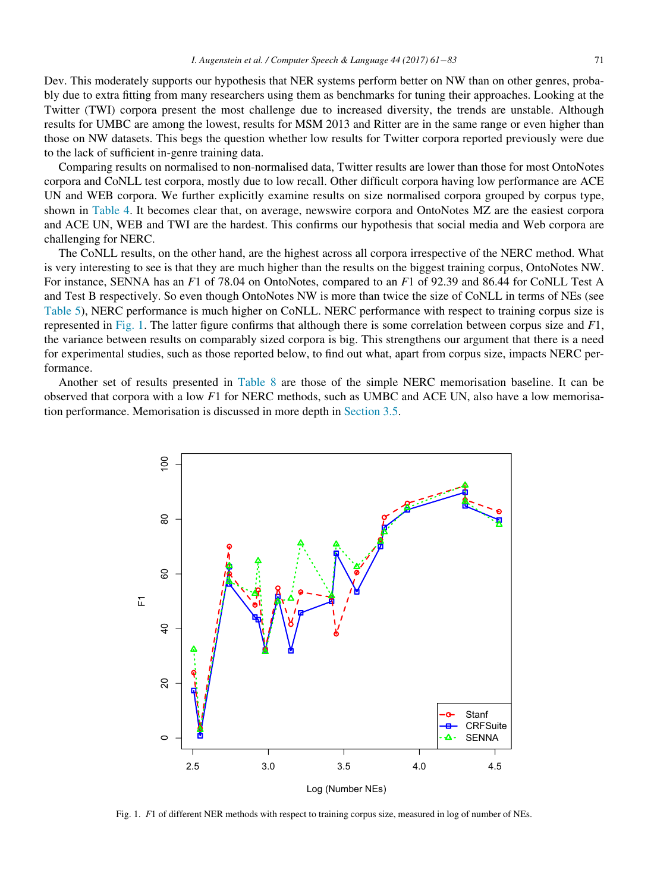Dev. This moderately supports our hypothesis that NER systems perform better on NW than on other genres, probably due to extra fitting from many researchers using them as benchmarks for tuning their approaches. Looking at the Twitter (TWI) corpora present the most challenge due to increased diversity, the trends are unstable. Although results for UMBC are among the lowest, results for MSM 2013 and Ritter are in the same range or even higher than those on NW datasets. This begs the question whether low results for Twitter corpora reported previously were due to the lack of sufficient in-genre training data.

Comparing results on normalised to non-normalised data, Twitter results are lower than those for most OntoNotes corpora and CoNLL test corpora, mostly due to low recall. Other difficult corpora having low performance are ACE UN and WEB corpora. We further explicitly examine results on size normalised corpora grouped by corpus type, shown in Table 4. It becomes clear that, on average, newswire corpora and OntoNotes MZ are the easiest corpora and ACE UN, WEB and TWI are the hardest. This confirms our hypothesis that social media and Web corpora are challenging for NERC.

The CoNLL results, on the other hand, are the highest across all corpora irrespective of the NERC method. What is very interesting to see is that they are much higher than the results on the biggest training corpus, OntoNotes NW. For instance, SENNA has an $F1$ of 78.04 on OntoNotes, compared to an $F1$ of 92.39 and 86.44 for CoNLL Test A and Test B respectively. So even though OntoNotes NW is more than twice the size of CoNLL in terms of NEs (see Table 5), NERC performance is much higher on CoNLL. NERC performance with respect to training corpus size is represented in Fig. 1. The latter figure confirms that although there is some correlation between corpus size and $F1$, the variance between results on comparably sized corpora is big. This strengthens our argument that there is a need for experimental studies, such as those reported below, to find out what, apart from corpus size, impacts NERC performance.

Another set of results presented in Table 8 are those of the simple NERC memorisation baseline. It can be observed that corpora with a low $F1$ for NERC methods, such as UMBC and ACE UN, also have a low memorisation performance. Memorisation is discussed in more depth in Section 3.5.

Fig. 1. $F1$ of different NER methods with respect to training corpus size, measured in log of number of NEs.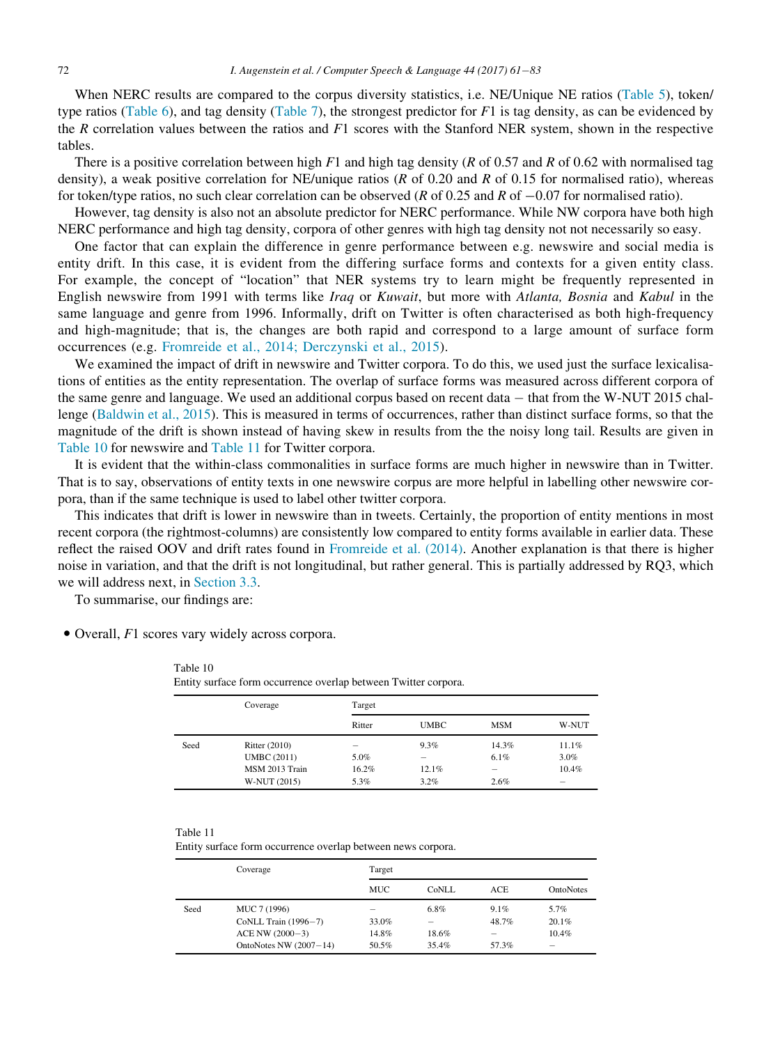When NERC results are compared to the corpus diversity statistics, i.e. NE/Unique NE ratios (Table 5), token/type ratios (Table 6), and tag density (Table 7), the strongest predictor for $F1$ is tag density, as can be evidenced by the $R$ correlation values between the ratios and $F1$ scores with the Stanford NER system, shown in the respective tables.

There is a positive correlation between high $F1$ and high tag density ($R$ of 0.57 and $R$ of 0.62 with normalised tag density), a weak positive correlation for NE/unique ratios ($R$ of 0.20 and $R$ of 0.15 for normalised ratio), whereas for token/type ratios, no such clear correlation can be observed ($R$ of 0.25 and $R$ of −0.07 for normalised ratio).

However, tag density is also not an absolute predictor for NERC performance. While NW corpora have both high NERC performance and high tag density, corpora of other genres with high tag density not not necessarily so easy.

One factor that can explain the difference in genre performance between e.g. newswire and social media is entity drift. In this case, it is evident from the differing surface forms and contexts for a given entity class. For example, the concept of “location” that NER systems try to learn might be frequently represented in English newswire from 1991 with terms like *Iraq* or *Kuwait*, but more with *Atlanta, Bosnia* and *Kabul* in the same language and genre from 1996. Informally, drift on Twitter is often characterised as both high-frequency and high-magnitude; that is, the changes are both rapid and correspond to a large amount of surface form occurrences (e.g. Fromreide et al., 2014; Derczynski et al., 2015).

We examined the impact of drift in newswire and Twitter corpora. To do this, we used just the surface lexicalisations of entities as the entity representation. The overlap of surface forms was measured across different corpora of the same genre and language. We used an additional corpus based on recent data − that from the W-NUT 2015 challenge (Baldwin et al., 2015). This is measured in terms of occurrences, rather than distinct surface forms, so that the magnitude of the drift is shown instead of having skew in results from the the noisy long tail. Results are given in Table 10 for newswire and Table 11 for Twitter corpora.

It is evident that the within-class commonalities in surface forms are much higher in newswire than in Twitter. That is to say, observations of entity texts in one newswire corpus are more helpful in labelling other newswire corpora, than if the same technique is used to label other twitter corpora.

This indicates that drift is lower in newswire than in tweets. Certainly, the proportion of entity mentions in most recent corpora (the rightmost-columns) are consistently low compared to entity forms available in earlier data. These reflect the raised OOV and drift rates found in Fromreide et al. (2014). Another explanation is that there is higher noise in variation, and that the drift is not longitudinal, but rather general. This is partially addressed by RQ3, which we will address next, in Section 3.3.

To summarise, our findings are:

- Overall, $F1$ scores vary widely across corpora.

Table 10
Entity surface form occurrence overlap between Twitter corpora.

| | Coverage | Target | | | |
|---|---|---|---|---|---|
| | | Ritter | UMBC | MSM | W-NUT |
| Seed | Ritter (2010) | – | 9.3% | 14.3% | 11.1% |
| | UMBC (2011) | 5.0% | – | 6.1% | 3.0% |
| | MSM 2013 Train | 16.2% | 12.1% | – | 10.4% |
| | W-NUT (2015) | 5.3% | 3.2% | 2.6% | – |

Table 11
Entity surface form occurrence overlap between news corpora.

| | Coverage | Target | | | |
|---|---|---|---|---|---|
| | | MUC | CoNLL | ACE | OntoNotes |
| Seed | MUC 7 (1996) | – | 6.8% | 9.1% | 5.7% |
| | CoNLL Train (1996−7) | 33.0% | – | 48.7% | 20.1% |
| | ACE NW (2000−3) | 14.8% | 18.6% | – | 10.4% |
| | OntoNotes NW (2007−14) | 50.5% | 35.4% | 57.3% | – |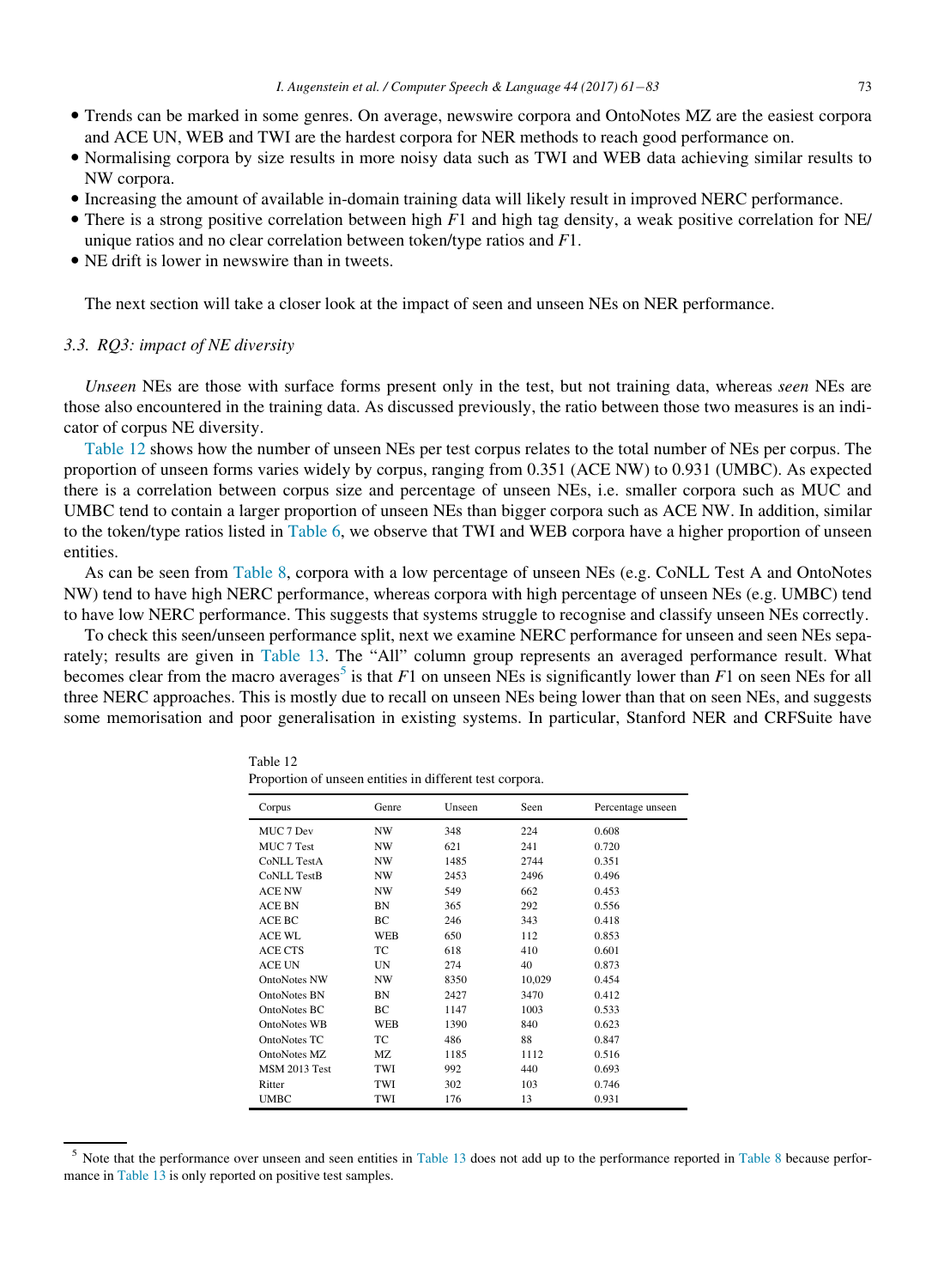- Trends can be marked in some genres. On average, newswire corpora and OntoNotes MZ are the easiest corpora and ACE UN, WEB and TWI are the hardest corpora for NER methods to reach good performance on.
- Normalising corpora by size results in more noisy data such as TWI and WEB data achieving similar results to NW corpora.
- Increasing the amount of available in-domain training data will likely result in improved NERC performance.
- There is a strong positive correlation between high $F1$ and high tag density, a weak positive correlation for NE/unique ratios and no clear correlation between token/type ratios and $F1$.
- NE drift is lower in newswire than in tweets.

The next section will take a closer look at the impact of seen and unseen NEs on NER performance.

### 3.3. RQ3: impact of NE diversity

*Unseen* NEs are those with surface forms present only in the test, but not training data, whereas *seen* NEs are those also encountered in the training data. As discussed previously, the ratio between those two measures is an indicator of corpus NE diversity.

Table 12 shows how the number of unseen NEs per test corpus relates to the total number of NEs per corpus. The proportion of unseen forms varies widely by corpus, ranging from 0.351 (ACE NW) to 0.931 (UMBC). As expected there is a correlation between corpus size and percentage of unseen NEs, i.e. smaller corpora such as MUC and UMBC tend to contain a larger proportion of unseen NEs than bigger corpora such as ACE NW. In addition, similar to the token/type ratios listed in Table 6, we observe that TWI and WEB corpora have a higher proportion of unseen entities.

As can be seen from Table 8, corpora with a low percentage of unseen NEs (e.g. CoNLL Test A and OntoNotes NW) tend to have high NERC performance, whereas corpora with high percentage of unseen NEs (e.g. UMBC) tend to have low NERC performance. This suggests that systems struggle to recognise and classify unseen NEs correctly.

To check this seen/unseen performance split, next we examine NERC performance for unseen and seen NEs separately; results are given in Table 13. The "All" column group represents an averaged performance result. What becomes clear from the macro averages[5] is that $F1$ on unseen NEs is significantly lower than $F1$ on seen NEs for all three NERC approaches. This is mostly due to recall on unseen NEs being lower than that on seen NEs, and suggests some memorisation and poor generalisation in existing systems. In particular, Stanford NER and CRFSuite have

Table 12
Proportion of unseen entities in different test corpora.

| Corpus | Genre | Unseen | Seen | Percentage unseen |
|---|---|---|---|---|
| MUC 7 Dev | NW | 348 | 224 | 0.608 |
| MUC 7 Test | NW | 621 | 241 | 0.720 |
| CoNLL TestA | NW | 1485 | 2744 | 0.351 |
| CoNLL TestB | NW | 2453 | 2496 | 0.496 |
| ACE NW | NW | 549 | 662 | 0.453 |
| ACE BN | BN | 365 | 292 | 0.556 |
| ACE BC | BC | 246 | 343 | 0.418 |
| ACE WL | WEB | 650 | 112 | 0.853 |
| ACE CTS | TC | 618 | 410 | 0.601 |
| ACE UN | UN | 274 | 40 | 0.873 |
| OntoNotes NW | NW | 8350 | 10,029 | 0.454 |
| OntoNotes BN | BN | 2427 | 3470 | 0.412 |
| OntoNotes BC | BC | 1147 | 1003 | 0.533 |
| OntoNotes WB | WEB | 1390 | 840 | 0.623 |
| OntoNotes TC | TC | 486 | 88 | 0.847 |
| OntoNotes MZ | MZ | 1185 | 1112 | 0.516 |
| MSM 2013 Test | TWI | 992 | 440 | 0.693 |
| Ritter | TWI | 302 | 103 | 0.746 |
| UMBC | TWI | 176 | 13 | 0.931 |

[5] Note that the performance over unseen and seen entities in Table 13 does not add up to the performance reported in Table 8 because performance in Table 13 is only reported on positive test samples.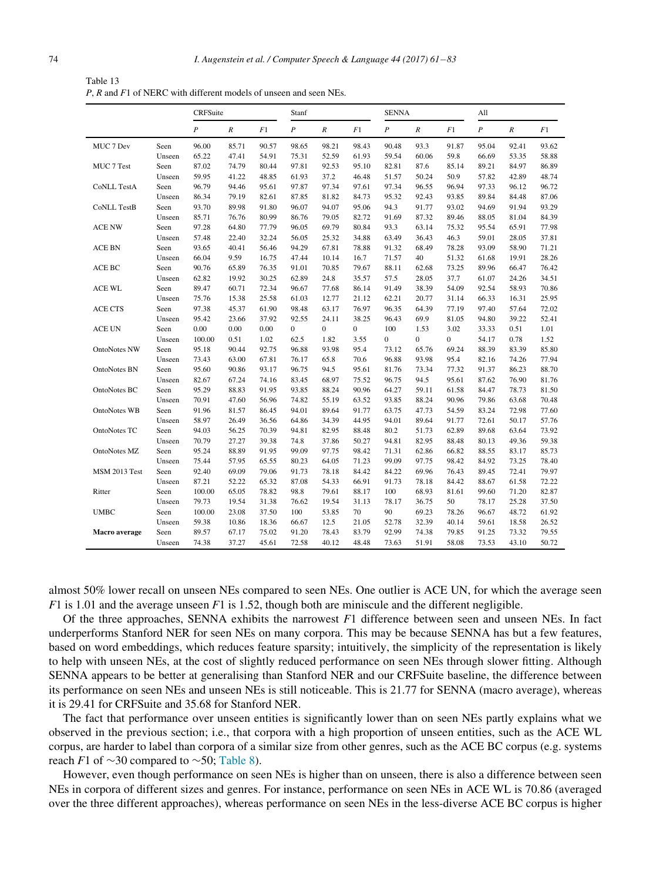Table 13
*P*, *R* and *F*1 of NERC with different models of unseen and seen NEs.

| | | CRFSuite | | | Stanf | | | SENNA | | | All | | |
|---|---|---|---|---|---|---|---|---|---|---|---|---|---|
| | | *P* | *R* | *F*1 | *P* | *R* | *F*1 | *P* | *R* | *F*1 | *P* | *R* | *F*1 |
| MUC 7 Dev | Seen | 96.00 | 85.71 | 90.57 | 98.65 | 98.21 | 98.43 | 90.48 | 93.3 | 91.87 | 95.04 | 92.41 | 93.62 |
| | Unseen | 65.22 | 47.41 | 54.91 | 75.31 | 52.59 | 61.93 | 59.54 | 60.06 | 59.8 | 66.69 | 53.35 | 58.88 |
| MUC 7 Test | Seen | 87.02 | 74.79 | 80.44 | 97.81 | 92.53 | 95.10 | 82.81 | 87.6 | 85.14 | 89.21 | 84.97 | 86.89 |
| | Unseen | 59.95 | 41.22 | 48.85 | 61.93 | 37.2 | 46.48 | 51.57 | 50.24 | 50.9 | 57.82 | 42.89 | 48.74 |
| CoNLL TestA | Seen | 96.79 | 94.46 | 95.61 | 97.87 | 97.34 | 97.61 | 97.34 | 96.55 | 96.94 | 97.33 | 96.12 | 96.72 |
| | Unseen | 86.34 | 79.19 | 82.61 | 87.85 | 81.82 | 84.73 | 95.32 | 92.43 | 93.85 | 89.84 | 84.48 | 87.06 |
| CoNLL TestB | Seen | 93.70 | 89.98 | 91.80 | 96.07 | 94.07 | 95.06 | 94.3 | 91.77 | 93.02 | 94.69 | 91.94 | 93.29 |
| | Unseen | 85.71 | 76.76 | 80.99 | 86.76 | 79.05 | 82.72 | 91.69 | 87.32 | 89.46 | 88.05 | 81.04 | 84.39 |
| ACE NW | Seen | 97.28 | 64.80 | 77.79 | 96.05 | 69.79 | 80.84 | 93.3 | 63.14 | 75.32 | 95.54 | 65.91 | 77.98 |
| | Unseen | 57.48 | 22.40 | 32.24 | 56.05 | 25.32 | 34.88 | 63.49 | 36.43 | 46.3 | 59.01 | 28.05 | 37.81 |
| ACE BN | Seen | 93.65 | 40.41 | 56.46 | 94.29 | 67.81 | 78.88 | 91.32 | 68.49 | 78.28 | 93.09 | 58.90 | 71.21 |
| | Unseen | 66.04 | 9.59 | 16.75 | 47.44 | 10.14 | 16.7 | 71.57 | 40 | 51.32 | 61.68 | 19.91 | 28.26 |
| ACE BC | Seen | 90.76 | 65.89 | 76.35 | 91.01 | 70.85 | 79.67 | 88.11 | 62.68 | 73.25 | 89.96 | 66.47 | 76.42 |
| | Unseen | 62.82 | 19.92 | 30.25 | 62.89 | 24.8 | 35.57 | 57.5 | 28.05 | 37.7 | 61.07 | 24.26 | 34.51 |
| ACE WL | Seen | 89.47 | 60.71 | 72.34 | 96.67 | 77.68 | 86.14 | 91.49 | 38.39 | 54.09 | 92.54 | 58.93 | 70.86 |
| | Unseen | 75.76 | 15.38 | 25.58 | 61.03 | 12.77 | 21.12 | 62.21 | 20.77 | 31.14 | 66.33 | 16.31 | 25.95 |
| ACE CTS | Seen | 97.38 | 45.37 | 61.90 | 98.48 | 63.17 | 76.97 | 96.35 | 64.39 | 77.19 | 97.40 | 57.64 | 72.02 |
| | Unseen | 95.42 | 23.66 | 37.92 | 92.55 | 24.11 | 38.25 | 96.43 | 69.9 | 81.05 | 94.80 | 39.22 | 52.41 |
| ACE UN | Seen | 0.00 | 0.00 | 0.00 | 0 | 0 | 0 | 100 | 1.53 | 3.02 | 33.33 | 0.51 | 1.01 |
| | Unseen | 100.00 | 0.51 | 1.02 | 62.5 | 1.82 | 3.55 | 0 | 0 | 0 | 54.17 | 0.78 | 1.52 |
| OntoNotes NW | Seen | 95.18 | 90.44 | 92.75 | 96.88 | 93.98 | 95.4 | 73.12 | 65.76 | 69.24 | 88.39 | 83.39 | 85.80 |
| | Unseen | 73.43 | 63.00 | 67.81 | 76.17 | 65.8 | 70.6 | 96.88 | 93.98 | 95.4 | 82.16 | 74.26 | 77.94 |
| OntoNotes BN | Seen | 95.60 | 90.86 | 93.17 | 96.75 | 94.5 | 95.61 | 81.76 | 73.34 | 77.32 | 91.37 | 86.23 | 88.70 |
| | Unseen | 82.67 | 67.24 | 74.16 | 83.45 | 68.97 | 75.52 | 96.75 | 94.5 | 95.61 | 87.62 | 76.90 | 81.76 |
| OntoNotes BC | Seen | 95.29 | 88.83 | 91.95 | 93.85 | 88.24 | 90.96 | 64.27 | 59.11 | 61.58 | 84.47 | 78.73 | 81.50 |
| | Unseen | 70.91 | 47.60 | 56.96 | 74.82 | 55.19 | 63.52 | 93.85 | 88.24 | 90.96 | 79.86 | 63.68 | 70.48 |
| OntoNotes WB | Seen | 91.96 | 81.57 | 86.45 | 94.01 | 89.64 | 91.77 | 63.75 | 47.73 | 54.59 | 83.24 | 72.98 | 77.60 |
| | Unseen | 58.97 | 26.49 | 36.56 | 64.86 | 34.39 | 44.95 | 94.01 | 89.64 | 91.77 | 72.61 | 50.17 | 57.76 |
| OntoNotes TC | Seen | 94.03 | 56.25 | 70.39 | 94.81 | 82.95 | 88.48 | 80.2 | 51.73 | 62.89 | 89.68 | 63.64 | 73.92 |
| | Unseen | 70.79 | 27.27 | 39.38 | 74.8 | 37.86 | 50.27 | 94.81 | 82.95 | 88.48 | 80.13 | 49.36 | 59.38 |
| OntoNotes MZ | Seen | 95.24 | 88.89 | 91.95 | 99.09 | 97.75 | 98.42 | 71.31 | 62.86 | 66.82 | 88.55 | 83.17 | 85.73 |
| | Unseen | 75.44 | 57.95 | 65.55 | 80.23 | 64.05 | 71.23 | 99.09 | 97.75 | 98.42 | 84.92 | 73.25 | 78.40 |
| MSM 2013 Test | Seen | 92.40 | 69.09 | 79.06 | 91.73 | 78.18 | 84.42 | 84.22 | 69.96 | 76.43 | 89.45 | 72.41 | 79.97 |
| | Unseen | 87.21 | 52.22 | 65.32 | 87.08 | 54.33 | 66.91 | 91.73 | 78.18 | 84.42 | 88.67 | 61.58 | 72.22 |
| Ritter | Seen | 100.00 | 65.05 | 78.82 | 98.8 | 79.61 | 88.17 | 100 | 68.93 | 81.61 | 99.60 | 71.20 | 82.87 |
| | Unseen | 79.73 | 19.54 | 31.38 | 76.62 | 19.54 | 31.13 | 78.17 | 36.75 | 50 | 78.17 | 25.28 | 37.50 |
| UMBC | Seen | 100.00 | 23.08 | 37.50 | 100 | 53.85 | 70 | 90 | 69.23 | 78.26 | 96.67 | 48.72 | 61.92 |
| | Unseen | 59.38 | 10.86 | 18.36 | 66.67 | 12.5 | 21.05 | 52.78 | 32.39 | 40.14 | 59.61 | 18.58 | 26.52 |
| **Macro average** | Seen | 89.57 | 67.17 | 75.02 | 91.20 | 78.43 | 83.79 | 92.99 | 74.38 | 79.85 | 91.25 | 73.32 | 79.55 |
| | Unseen | 74.38 | 37.27 | 45.61 | 72.58 | 40.12 | 48.48 | 73.63 | 51.91 | 58.08 | 73.53 | 43.10 | 50.72 |

almost 50% lower recall on unseen NEs compared to seen NEs. One outlier is ACE UN, for which the average seen *F*1 is 1.01 and the average unseen *F*1 is 1.52, though both are miniscule and the different negligible.

Of the three approaches, SENNA exhibits the narrowest *F*1 difference between seen and unseen NEs. In fact underperforms Stanford NER for seen NEs on many corpora. This may be because SENNA has but a few features, based on word embeddings, which reduces feature sparsity; intuitively, the simplicity of the representation is likely to help with unseen NEs, at the cost of slightly reduced performance on seen NEs through slower fitting. Although SENNA appears to be better at generalising than Stanford NER and our CRFSuite baseline, the difference between its performance on seen NEs and unseen NEs is still noticeable. This is 21.77 for SENNA (macro average), whereas it is 29.41 for CRFSuite and 35.68 for Stanford NER.

The fact that performance over unseen entities is significantly lower than on seen NEs partly explains what we observed in the previous section; i.e., that corpora with a high proportion of unseen entities, such as the ACE WL corpus, are harder to label than corpora of a similar size from other genres, such as the ACE BC corpus (e.g. systems reach *F*1 of ~30 compared to ~50; Table 8).

However, even though performance on seen NEs is higher than on unseen, there is also a difference between seen NEs in corpora of different sizes and genres. For instance, performance on seen NEs in ACE WL is 70.86 (averaged over the three different approaches), whereas performance on seen NEs in the less-diverse ACE BC corpus is higher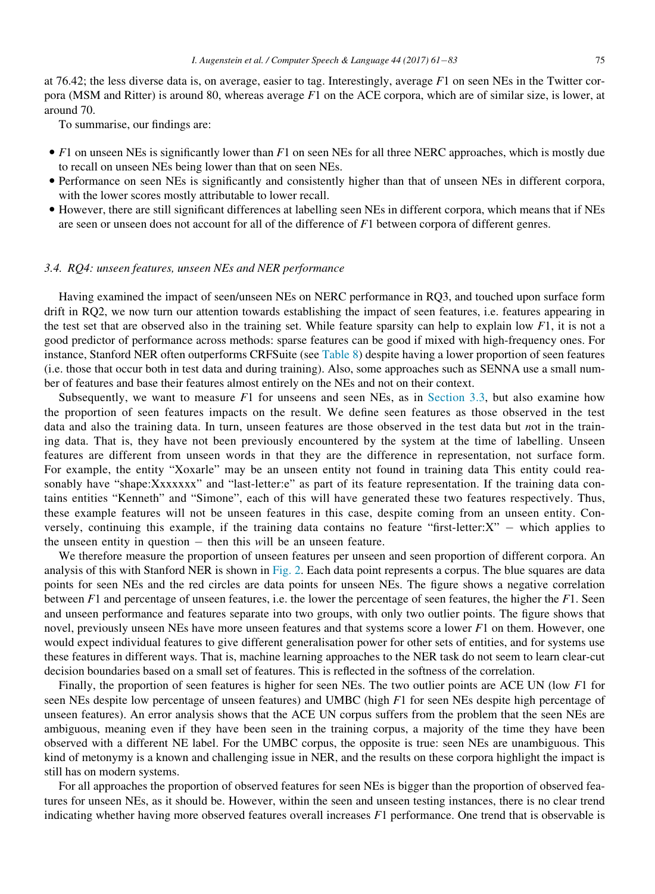at 76.42; the less diverse data is, on average, easier to tag. Interestingly, average $F1$ on seen NEs in the Twitter corpora (MSM and Ritter) is around 80, whereas average $F1$ on the ACE corpora, which are of similar size, is lower, at around 70.

To summarise, our findings are:

- $F1$ on unseen NEs is significantly lower than $F1$ on seen NEs for all three NERC approaches, which is mostly due to recall on unseen NEs being lower than that on seen NEs.
- Performance on seen NEs is significantly and consistently higher than that of unseen NEs in different corpora, with the lower scores mostly attributable to lower recall.
- However, there are still significant differences at labelling seen NEs in different corpora, which means that if NEs are seen or unseen does not account for all of the difference of $F1$ between corpora of different genres.

### 3.4. RQ4: unseen features, unseen NEs and NER performance

Having examined the impact of seen/unseen NEs on NERC performance in RQ3, and touched upon surface form drift in RQ2, we now turn our attention towards establishing the impact of seen features, i.e. features appearing in the test set that are observed also in the training set. While feature sparsity can help to explain low $F1$, it is not a good predictor of performance across methods: sparse features can be good if mixed with high-frequency ones. For instance, Stanford NER often outperforms CRFSuite (see Table 8) despite having a lower proportion of seen features (i.e. those that occur both in test data and during training). Also, some approaches such as SENNA use a small number of features and base their features almost entirely on the NEs and not on their context.

Subsequently, we want to measure $F1$ for unseens and seen NEs, as in Section 3.3, but also examine how the proportion of seen features impacts on the result. We define seen features as those observed in the test data and also the training data. In turn, unseen features are those observed in the test data but *n*ot in the training data. That is, they have not been previously encountered by the system at the time of labelling. Unseen features are different from unseen words in that they are the difference in representation, not surface form. For example, the entity "Xoxarle" may be an unseen entity not found in training data This entity could reasonably have "shape:Xxxxxxx" and "last-letter:e" as part of its feature representation. If the training data contains entities "Kenneth" and "Simone", each of this will have generated these two features respectively. Thus, these example features will not be unseen features in this case, despite coming from an unseen entity. Conversely, continuing this example, if the training data contains no feature "first-letter:X" – which applies to the unseen entity in question – then this *w*ill be an unseen feature.

We therefore measure the proportion of unseen features per unseen and seen proportion of different corpora. An analysis of this with Stanford NER is shown in Fig. 2. Each data point represents a corpus. The blue squares are data points for seen NEs and the red circles are data points for unseen NEs. The figure shows a negative correlation between $F1$ and percentage of unseen features, i.e. the lower the percentage of seen features, the higher the $F1$. Seen and unseen performance and features separate into two groups, with only two outlier points. The figure shows that novel, previously unseen NEs have more unseen features and that systems score a lower $F1$ on them. However, one would expect individual features to give different generalisation power for other sets of entities, and for systems use these features in different ways. That is, machine learning approaches to the NER task do not seem to learn clear-cut decision boundaries based on a small set of features. This is reflected in the softness of the correlation.

Finally, the proportion of seen features is higher for seen NEs. The two outlier points are ACE UN (low $F1$ for seen NEs despite low percentage of unseen features) and UMBC (high $F1$ for seen NEs despite high percentage of unseen features). An error analysis shows that the ACE UN corpus suffers from the problem that the seen NEs are ambiguous, meaning even if they have been seen in the training corpus, a majority of the time they have been observed with a different NE label. For the UMBC corpus, the opposite is true: seen NEs are unambiguous. This kind of metonymy is a known and challenging issue in NER, and the results on these corpora highlight the impact is still has on modern systems.

For all approaches the proportion of observed features for seen NEs is bigger than the proportion of observed features for unseen NEs, as it should be. However, within the seen and unseen testing instances, there is no clear trend indicating whether having more observed features overall increases $F1$ performance. One trend that is observable is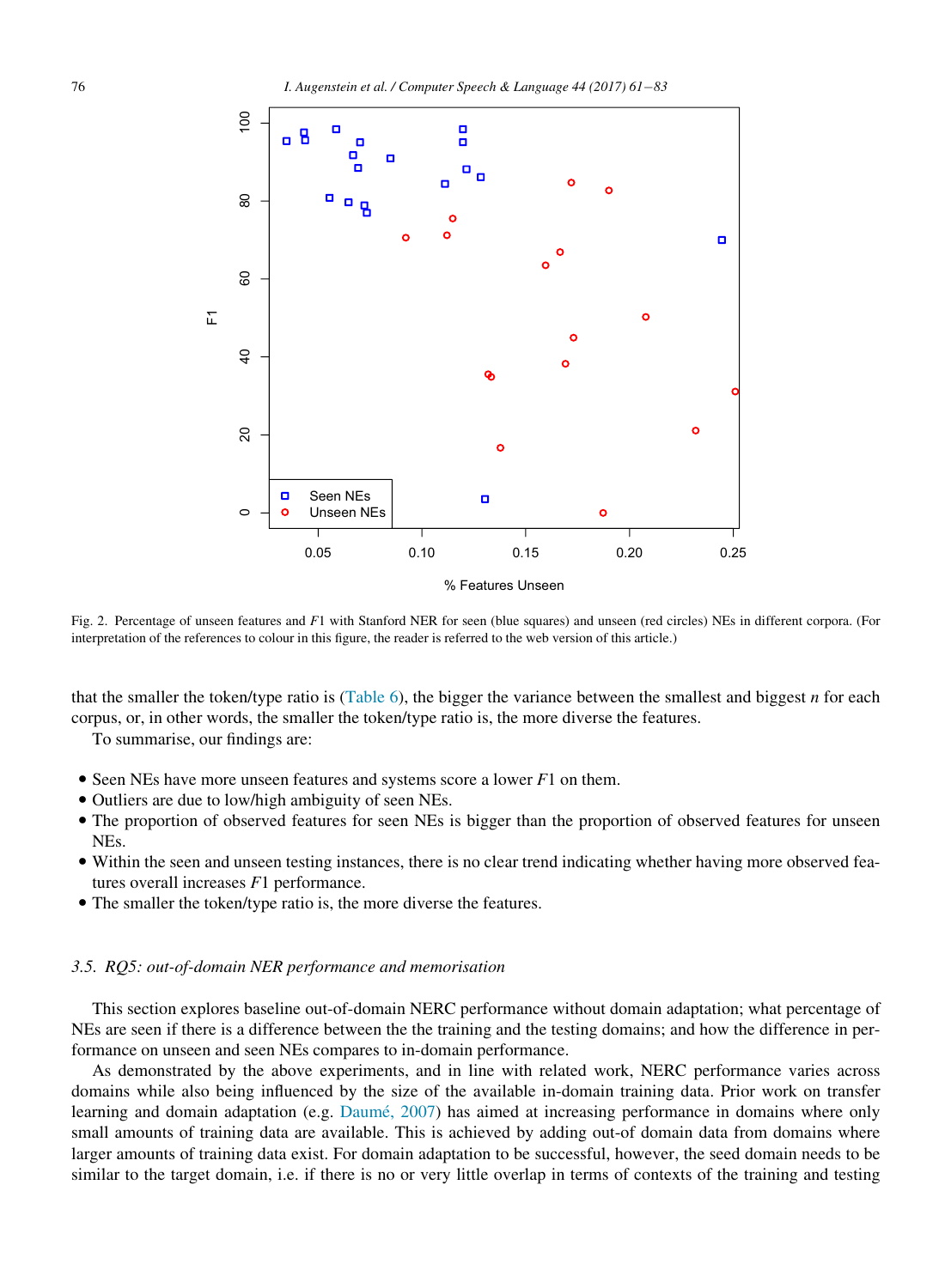Fig. 2. Percentage of unseen features and $F1$ with Stanford NER for seen (blue squares) and unseen (red circles) NEs in different corpora. (For interpretation of the references to colour in this figure, the reader is referred to the web version of this article.)

that the smaller the token/type ratio is (Table 6), the bigger the variance between the smallest and biggest $n$ for each corpus, or, in other words, the smaller the token/type ratio is, the more diverse the features.

To summarise, our findings are:

- Seen NEs have more unseen features and systems score a lower $F1$ on them.
- Outliers are due to low/high ambiguity of seen NEs.
- The proportion of observed features for seen NEs is bigger than the proportion of observed features for unseen NEs.
- Within the seen and unseen testing instances, there is no clear trend indicating whether having more observed features overall increases $F1$ performance.
- The smaller the token/type ratio is, the more diverse the features.

### 3.5. RQ5: out-of-domain NER performance and memorisation

This section explores baseline out-of-domain NERC performance without domain adaptation; what percentage of NEs are seen if there is a difference between the the training and the testing domains; and how the difference in performance on unseen and seen NEs compares to in-domain performance.

As demonstrated by the above experiments, and in line with related work, NERC performance varies across domains while also being influenced by the size of the available in-domain training data. Prior work on transfer learning and domain adaptation (e.g. Daumé, 2007) has aimed at increasing performance in domains where only small amounts of training data are available. This is achieved by adding out-of domain data from domains where larger amounts of training data exist. For domain adaptation to be successful, however, the seed domain needs to be similar to the target domain, i.e. if there is no or very little overlap in terms of contexts of the training and testing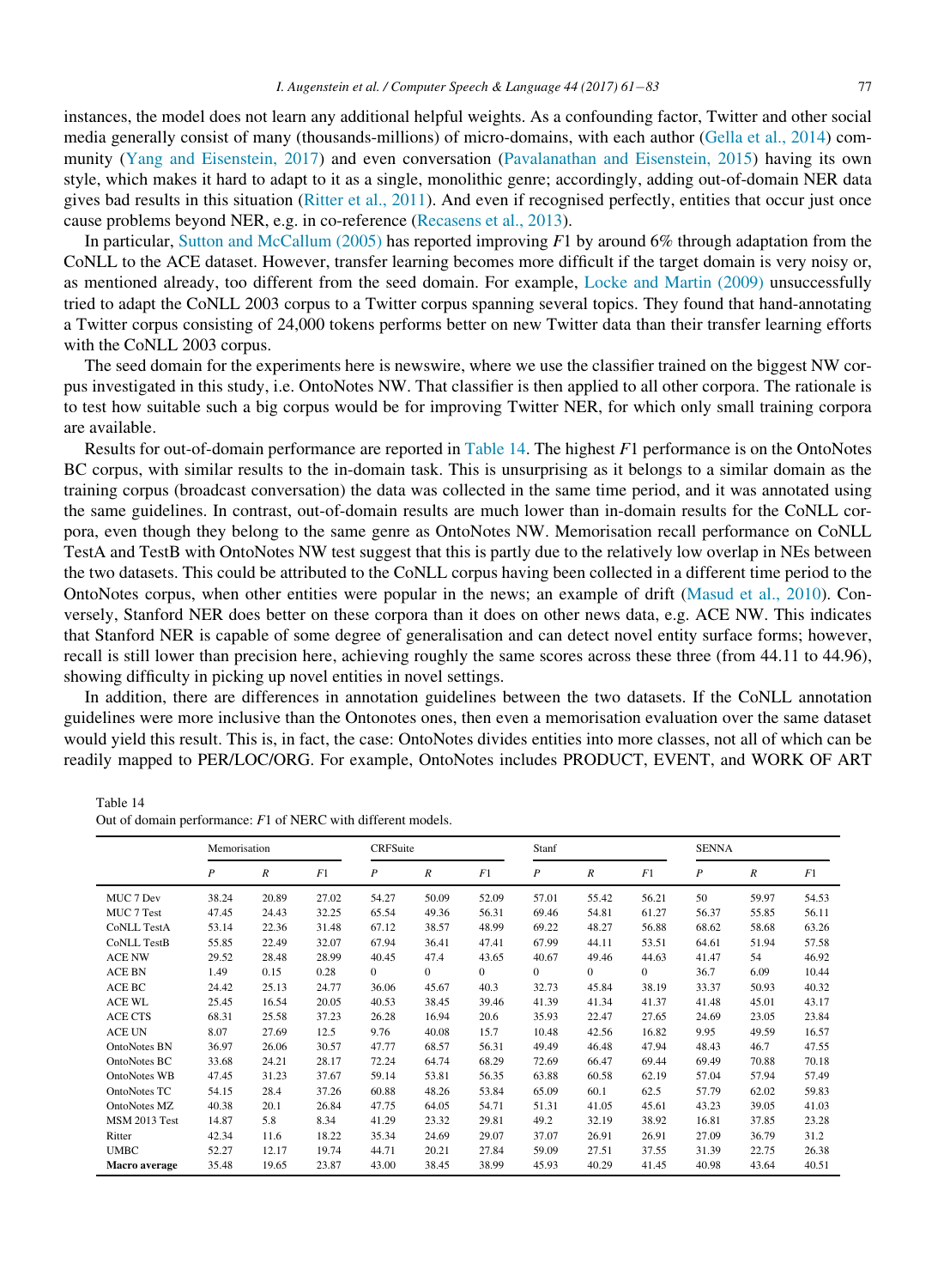instances, the model does not learn any additional helpful weights. As a confounding factor, Twitter and other social media generally consist of many (thousands-millions) of micro-domains, with each author (Gella et al., 2014) community (Yang and Eisenstein, 2017) and even conversation (Pavalanathan and Eisenstein, 2015) having its own style, which makes it hard to adapt to it as a single, monolithic genre; accordingly, adding out-of-domain NER data gives bad results in this situation (Ritter et al., 2011). And even if recognised perfectly, entities that occur just once cause problems beyond NER, e.g. in co-reference (Recasens et al., 2013).

In particular, Sutton and McCallum (2005) has reported improving $F1$ by around 6% through adaptation from the CoNLL to the ACE dataset. However, transfer learning becomes more difficult if the target domain is very noisy or, as mentioned already, too different from the seed domain. For example, Locke and Martin (2009) unsuccessfully tried to adapt the CoNLL 2003 corpus to a Twitter corpus spanning several topics. They found that hand-annotating a Twitter corpus consisting of 24,000 tokens performs better on new Twitter data than their transfer learning efforts with the CoNLL 2003 corpus.

The seed domain for the experiments here is newswire, where we use the classifier trained on the biggest NW corpus investigated in this study, i.e. OntoNotes NW. That classifier is then applied to all other corpora. The rationale is to test how suitable such a big corpus would be for improving Twitter NER, for which only small training corpora are available.

Results for out-of-domain performance are reported in Table 14. The highest $F1$ performance is on the OntoNotes BC corpus, with similar results to the in-domain task. This is unsurprising as it belongs to a similar domain as the training corpus (broadcast conversation) the data was collected in the same time period, and it was annotated using the same guidelines. In contrast, out-of-domain results are much lower than in-domain results for the CoNLL corpora, even though they belong to the same genre as OntoNotes NW. Memorisation recall performance on CoNLL TestA and TestB with OntoNotes NW test suggest that this is partly due to the relatively low overlap in NEs between the two datasets. This could be attributed to the CoNLL corpus having been collected in a different time period to the OntoNotes corpus, when other entities were popular in the news; an example of drift (Masud et al., 2010). Conversely, Stanford NER does better on these corpora than it does on other news data, e.g. ACE NW. This indicates that Stanford NER is capable of some degree of generalisation and can detect novel entity surface forms; however, recall is still lower than precision here, achieving roughly the same scores across these three (from 44.11 to 44.96), showing difficulty in picking up novel entities in novel settings.

In addition, there are differences in annotation guidelines between the two datasets. If the CoNLL annotation guidelines were more inclusive than the Ontonotes ones, then even a memorisation evaluation over the same dataset would yield this result. This is, in fact, the case: OntoNotes divides entities into more classes, not all of which can be readily mapped to PER/LOC/ORG. For example, OntoNotes includes PRODUCT, EVENT, and WORK OF ART

Table 14
Out of domain performance: $F1$ of NERC with different models.

| | Memorisation | | | CRFSuite | | | Stanf | | | SENNA | | |
|---|---|---|---|---|---|---|---|---|---|---|---|---|
| | $P$ | $R$ | $F1$ | $P$ | $R$ | $F1$ | $P$ | $R$ | $F1$ | $P$ | $R$ | $F1$ |
| MUC 7 Dev | 38.24 | 20.89 | 27.02 | 54.27 | 50.09 | 52.09 | 57.01 | 55.42 | 56.21 | 50 | 59.97 | 54.53 |
| MUC 7 Test | 47.45 | 24.43 | 32.25 | 65.54 | 49.36 | 56.31 | 69.46 | 54.81 | 61.27 | 56.37 | 55.85 | 56.11 |
| CoNLL TestA | 53.14 | 22.36 | 31.48 | 67.12 | 38.57 | 48.99 | 69.22 | 48.27 | 56.88 | 68.62 | 58.68 | 63.26 |
| CoNLL TestB | 55.85 | 22.49 | 32.07 | 67.94 | 36.41 | 47.41 | 67.99 | 44.11 | 53.51 | 64.61 | 51.94 | 57.58 |
| ACE NW | 29.52 | 28.48 | 28.99 | 40.45 | 47.4 | 43.65 | 40.67 | 49.46 | 44.63 | 41.47 | 54 | 46.92 |
| ACE BN | 1.49 | 0.15 | 0.28 | 0 | 0 | 0 | 0 | 0 | 0 | 36.7 | 6.09 | 10.44 |
| ACE BC | 24.42 | 25.13 | 24.77 | 36.06 | 45.67 | 40.3 | 32.73 | 45.84 | 38.19 | 33.37 | 50.93 | 40.32 |
| ACE WL | 25.45 | 16.54 | 20.05 | 40.53 | 38.45 | 39.46 | 41.39 | 41.34 | 41.37 | 41.48 | 45.01 | 43.17 |
| ACE CTS | 68.31 | 25.58 | 37.23 | 26.28 | 16.94 | 20.6 | 35.93 | 22.47 | 27.65 | 24.69 | 23.05 | 23.84 |
| ACE UN | 8.07 | 27.69 | 12.5 | 9.76 | 40.08 | 15.7 | 10.48 | 42.56 | 16.82 | 9.95 | 49.59 | 16.57 |
| OntoNotes BN | 36.97 | 26.06 | 30.57 | 47.77 | 68.57 | 56.31 | 49.49 | 46.48 | 47.94 | 48.43 | 46.7 | 47.55 |
| OntoNotes BC | 33.68 | 24.21 | 28.17 | 72.24 | 64.74 | 68.29 | 72.69 | 66.47 | 69.44 | 69.49 | 70.88 | 70.18 |
| OntoNotes WB | 47.45 | 31.23 | 37.67 | 59.14 | 53.81 | 56.35 | 63.88 | 60.58 | 62.19 | 57.04 | 57.94 | 57.49 |
| OntoNotes TC | 54.15 | 28.4 | 37.26 | 60.88 | 48.26 | 53.84 | 65.09 | 60.1 | 62.5 | 57.79 | 62.02 | 59.83 |
| OntoNotes MZ | 40.38 | 20.1 | 26.84 | 47.75 | 64.05 | 54.71 | 51.31 | 41.05 | 45.61 | 43.23 | 39.05 | 41.03 |
| MSM 2013 Test | 14.87 | 5.8 | 8.34 | 41.29 | 23.32 | 29.81 | 49.2 | 32.19 | 38.92 | 16.81 | 37.85 | 23.28 |
| Ritter | 42.34 | 11.6 | 18.22 | 35.34 | 24.69 | 29.07 | 37.07 | 26.91 | 26.91 | 27.09 | 36.79 | 31.2 |
| UMBC | 52.27 | 12.17 | 19.74 | 44.71 | 20.21 | 27.84 | 59.09 | 27.51 | 37.55 | 31.39 | 22.75 | 26.38 |
| **Macro average** | 35.48 | 19.65 | 23.87 | 43.00 | 38.45 | 38.99 | 45.93 | 40.29 | 41.45 | 40.98 | 43.64 | 40.51 |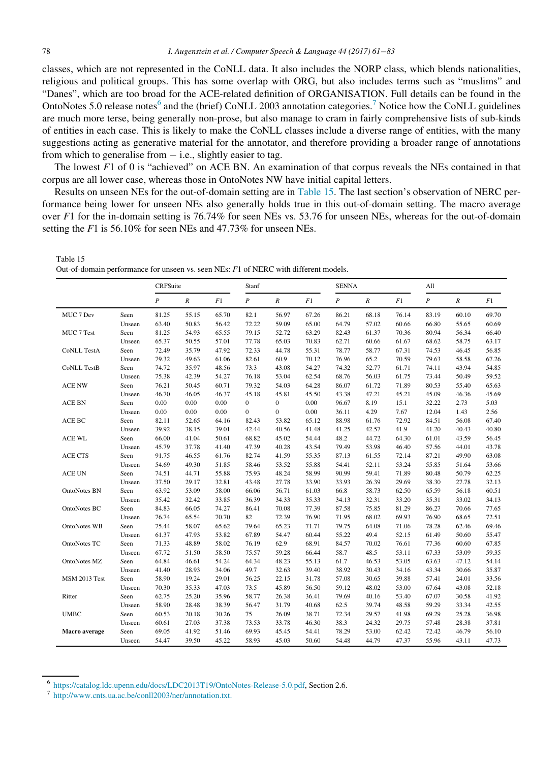classes, which are not represented in the CoNLL data. It also includes the NORP class, which blends nationalities, religious and political groups. This has some overlap with ORG, but also includes terms such as “muslims” and “Danes”, which are too broad for the ACE-related definition of ORGANISATION. Full details can be found in the OntoNotes 5.0 release notes[6] and the (brief) CoNLL 2003 annotation categories.[7] Notice how the CoNLL guidelines are much more terse, being generally non-prose, but also manage to cram in fairly comprehensive lists of sub-kinds of entities in each case. This is likely to make the CoNLL classes include a diverse range of entities, with the many suggestions acting as generative material for the annotator, and therefore providing a broader range of annotations from which to generalise from – i.e., slightly easier to tag.

The lowest $F1$ of 0 is “achieved” on ACE BN. An examination of that corpus reveals the NEs contained in that corpus are all lower case, whereas those in OntoNotes NW have initial capital letters.

Results on unseen NEs for the out-of-domain setting are in Table 15. The last section’s observation of NERC performance being lower for unseen NEs also generally holds true in this out-of-domain setting. The macro average over $F1$ for the in-domain setting is 76.74% for seen NEs vs. 53.76 for unseen NEs, whereas for the out-of-domain setting the $F1$ is 56.10% for seen NEs and 47.73% for unseen NEs.

Table 15
Out-of-domain performance for unseen vs. seen NEs: $F1$ of NERC with different models.

| | | CRFSuite | | | Stanf | | | SENNA | | | All | | |
|---|---|---|---|---|---|---|---|---|---|---|---|---|---|
| | | $P$ | $R$ | $F1$ | $P$ | $R$ | $F1$ | $P$ | $R$ | $F1$ | $P$ | $R$ | $F1$ |
| MUC 7 Dev | Seen | 81.25 | 55.15 | 65.70 | 82.1 | 56.97 | 67.26 | 86.21 | 68.18 | 76.14 | 83.19 | 60.10 | 69.70 |
| | Unseen | 63.40 | 50.83 | 56.42 | 72.22 | 59.09 | 65.00 | 64.79 | 57.02 | 60.66 | 66.80 | 55.65 | 60.69 |
| MUC 7 Test | Seen | 81.25 | 54.93 | 65.55 | 79.15 | 52.72 | 63.29 | 82.43 | 61.37 | 70.36 | 80.94 | 56.34 | 66.40 |
| | Unseen | 65.37 | 50.55 | 57.01 | 77.78 | 65.03 | 70.83 | 62.71 | 60.66 | 61.67 | 68.62 | 58.75 | 63.17 |
| CoNLL TestA | Seen | 72.49 | 35.79 | 47.92 | 72.33 | 44.78 | 55.31 | 78.77 | 58.77 | 67.31 | 74.53 | 46.45 | 56.85 |
| | Unseen | 79.32 | 49.63 | 61.06 | 82.61 | 60.9 | 70.12 | 76.96 | 65.2 | 70.59 | 79.63 | 58.58 | 67.26 |
| CoNLL TestB | Seen | 74.72 | 35.97 | 48.56 | 73.3 | 43.08 | 54.27 | 74.32 | 52.77 | 61.71 | 74.11 | 43.94 | 54.85 |
| | Unseen | 75.38 | 42.39 | 54.27 | 76.18 | 53.04 | 62.54 | 68.76 | 56.03 | 61.75 | 73.44 | 50.49 | 59.52 |
| ACE NW | Seen | 76.21 | 50.45 | 60.71 | 79.32 | 54.03 | 64.28 | 86.07 | 61.72 | 71.89 | 80.53 | 55.40 | 65.63 |
| | Unseen | 46.70 | 46.05 | 46.37 | 45.18 | 45.81 | 45.50 | 43.38 | 47.21 | 45.21 | 45.09 | 46.36 | 45.69 |
| ACE BN | Seen | 0.00 | 0.00 | 0.00 | 0 | 0 | 0.00 | 96.67 | 8.19 | 15.1 | 32.22 | 2.73 | 5.03 |
| | Unseen | 0.00 | 0.00 | 0.00 | 0 | 0 | 0.00 | 36.11 | 4.29 | 7.67 | 12.04 | 1.43 | 2.56 |
| ACE BC | Seen | 82.11 | 52.65 | 64.16 | 82.43 | 53.82 | 65.12 | 88.98 | 61.76 | 72.92 | 84.51 | 56.08 | 67.40 |
| | Unseen | 39.92 | 38.15 | 39.01 | 42.44 | 40.56 | 41.48 | 41.25 | 42.57 | 41.9 | 41.20 | 40.43 | 40.80 |
| ACE WL | Seen | 66.00 | 41.04 | 50.61 | 68.82 | 45.02 | 54.44 | 48.2 | 44.72 | 64.30 | 61.01 | 43.59 | 56.45 |
| | Unseen | 45.79 | 37.78 | 41.40 | 47.39 | 40.28 | 43.54 | 79.49 | 53.98 | 46.40 | 57.56 | 44.01 | 43.78 |
| ACE CTS | Seen | 91.75 | 46.55 | 61.76 | 82.74 | 41.59 | 55.35 | 87.13 | 61.55 | 72.14 | 87.21 | 49.90 | 63.08 |
| | Unseen | 54.69 | 49.30 | 51.85 | 58.46 | 53.52 | 55.88 | 54.41 | 52.11 | 53.24 | 55.85 | 51.64 | 53.66 |
| ACE UN | Seen | 74.51 | 44.71 | 55.88 | 75.93 | 48.24 | 58.99 | 90.99 | 59.41 | 71.89 | 80.48 | 50.79 | 62.25 |
| | Unseen | 37.50 | 29.17 | 32.81 | 43.48 | 27.78 | 33.90 | 33.93 | 26.39 | 29.69 | 38.30 | 27.78 | 32.13 |
| OntoNotes BN | Seen | 63.92 | 53.09 | 58.00 | 66.06 | 56.71 | 61.03 | 66.8 | 58.73 | 62.50 | 65.59 | 56.18 | 60.51 |
| | Unseen | 35.42 | 32.42 | 33.85 | 36.39 | 34.33 | 35.33 | 34.13 | 32.31 | 33.20 | 35.31 | 33.02 | 34.13 |
| OntoNotes BC | Seen | 84.83 | 66.05 | 74.27 | 86.41 | 70.08 | 77.39 | 87.58 | 75.85 | 81.29 | 86.27 | 70.66 | 77.65 |
| | Unseen | 76.74 | 65.54 | 70.70 | 82 | 72.39 | 76.90 | 71.95 | 68.02 | 69.93 | 76.90 | 68.65 | 72.51 |
| OntoNotes WB | Seen | 75.44 | 58.07 | 65.62 | 79.64 | 65.23 | 71.71 | 79.75 | 64.08 | 71.06 | 78.28 | 62.46 | 69.46 |
| | Unseen | 61.37 | 47.93 | 53.82 | 67.89 | 54.47 | 60.44 | 55.22 | 49.4 | 52.15 | 61.49 | 50.60 | 55.47 |
| OntoNotes TC | Seen | 71.33 | 48.89 | 58.02 | 76.19 | 62.9 | 68.91 | 84.57 | 70.02 | 76.61 | 77.36 | 60.60 | 67.85 |
| | Unseen | 67.72 | 51.50 | 58.50 | 75.57 | 59.28 | 66.44 | 58.7 | 48.5 | 53.11 | 67.33 | 53.09 | 59.35 |
| OntoNotes MZ | Seen | 64.84 | 46.61 | 54.24 | 64.34 | 48.23 | 55.13 | 61.7 | 46.53 | 53.05 | 63.63 | 47.12 | 54.14 |
| | Unseen | 41.40 | 28.93 | 34.06 | 49.7 | 32.63 | 39.40 | 38.92 | 30.43 | 34.16 | 43.34 | 30.66 | 35.87 |
| MSM 2013 Test | Seen | 58.90 | 19.24 | 29.01 | 56.25 | 22.15 | 31.78 | 57.08 | 30.65 | 39.88 | 57.41 | 24.01 | 33.56 |
| | Unseen | 70.30 | 35.33 | 47.03 | 73.5 | 45.89 | 56.50 | 59.12 | 48.02 | 53.00 | 67.64 | 43.08 | 52.18 |
| Ritter | Seen | 62.75 | 25.20 | 35.96 | 58.77 | 26.38 | 36.41 | 79.69 | 40.16 | 53.40 | 67.07 | 30.58 | 41.92 |
| | Unseen | 58.90 | 28.48 | 38.39 | 56.47 | 31.79 | 40.68 | 62.5 | 39.74 | 48.58 | 59.29 | 33.34 | 42.55 |
| UMBC | Seen | 60.53 | 20.18 | 30.26 | 75 | 26.09 | 38.71 | 72.34 | 29.57 | 41.98 | 69.29 | 25.28 | 36.98 |
| | Unseen | 60.61 | 27.03 | 37.38 | 73.53 | 33.78 | 46.30 | 38.3 | 24.32 | 29.75 | 57.48 | 28.38 | 37.81 |
| **Macro average** | Seen | 69.05 | 41.92 | 51.46 | 69.93 | 45.45 | 54.41 | 78.29 | 53.00 | 62.42 | 72.42 | 46.79 | 56.10 |
| | Unseen | 54.47 | 39.50 | 45.22 | 58.93 | 45.03 | 50.60 | 54.48 | 44.79 | 47.37 | 55.96 | 43.11 | 47.73 |

[6] https://catalog.ldc.upenn.edu/docs/LDC2013T19/OntoNotes-Release-5.0.pdf, Section 2.6.

[7] http://www.cnts.ua.ac.be/conll2003/ner/annotation.txt.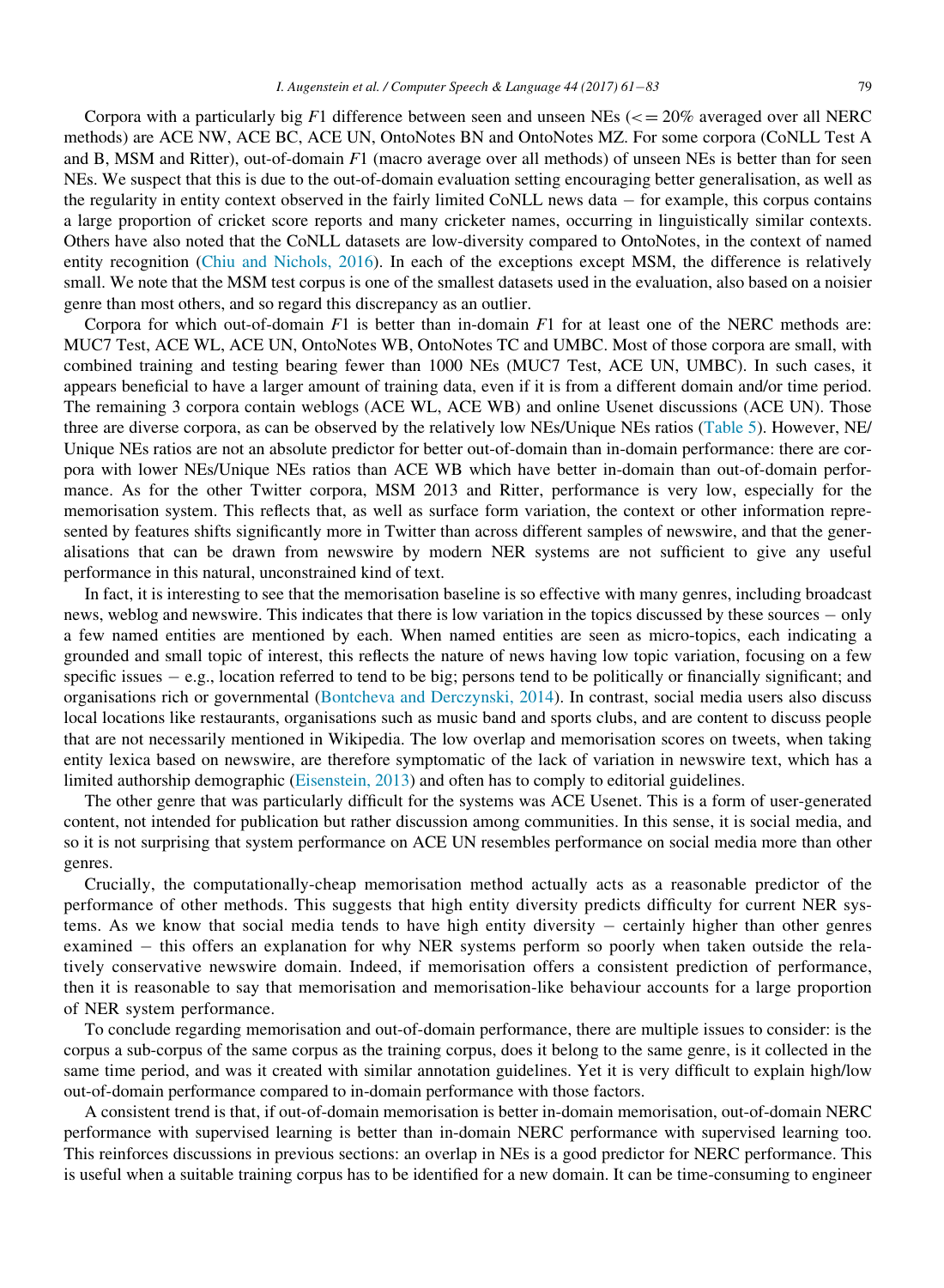Corpora with a particularly big $F1$ difference between seen and unseen NEs ($<= 20\%$ averaged over all NERC methods) are ACE NW, ACE BC, ACE UN, OntoNotes BN and OntoNotes MZ. For some corpora (CoNLL Test A and B, MSM and Ritter), out-of-domain $F1$ (macro average over all methods) of unseen NEs is better than for seen NEs. We suspect that this is due to the out-of-domain evaluation setting encouraging better generalisation, as well as the regularity in entity context observed in the fairly limited CoNLL news data – for example, this corpus contains a large proportion of cricket score reports and many cricketer names, occurring in linguistically similar contexts. Others have also noted that the CoNLL datasets are low-diversity compared to OntoNotes, in the context of named entity recognition (Chiu and Nichols, 2016). In each of the exceptions except MSM, the difference is relatively small. We note that the MSM test corpus is one of the smallest datasets used in the evaluation, also based on a noisier genre than most others, and so regard this discrepancy as an outlier.

Corpora for which out-of-domain $F1$ is better than in-domain $F1$ for at least one of the NERC methods are: MUC7 Test, ACE WL, ACE UN, OntoNotes WB, OntoNotes TC and UMBC. Most of those corpora are small, with combined training and testing bearing fewer than 1000 NEs (MUC7 Test, ACE UN, UMBC). In such cases, it appears beneficial to have a larger amount of training data, even if it is from a different domain and/or time period. The remaining 3 corpora contain weblogs (ACE WL, ACE WB) and online Usenet discussions (ACE UN). Those three are diverse corpora, as can be observed by the relatively low NEs/Unique NEs ratios (Table 5). However, NE/Unique NEs ratios are not an absolute predictor for better out-of-domain than in-domain performance: there are corpora with lower NEs/Unique NEs ratios than ACE WB which have better in-domain than out-of-domain performance. As for the other Twitter corpora, MSM 2013 and Ritter, performance is very low, especially for the memorisation system. This reflects that, as well as surface form variation, the context or other information represented by features shifts significantly more in Twitter than across different samples of newswire, and that the generalisations that can be drawn from newswire by modern NER systems are not sufficient to give any useful performance in this natural, unconstrained kind of text.

In fact, it is interesting to see that the memorisation baseline is so effective with many genres, including broadcast news, weblog and newswire. This indicates that there is low variation in the topics discussed by these sources – only a few named entities are mentioned by each. When named entities are seen as micro-topics, each indicating a grounded and small topic of interest, this reflects the nature of news having low topic variation, focusing on a few specific issues – e.g., location referred to tend to be big; persons tend to be politically or financially significant; and organisations rich or governmental (Bontcheva and Derczynski, 2014). In contrast, social media users also discuss local locations like restaurants, organisations such as music band and sports clubs, and are content to discuss people that are not necessarily mentioned in Wikipedia. The low overlap and memorisation scores on tweets, when taking entity lexica based on newswire, are therefore symptomatic of the lack of variation in newswire text, which has a limited authorship demographic (Eisenstein, 2013) and often has to comply to editorial guidelines.

The other genre that was particularly difficult for the systems was ACE Usenet. This is a form of user-generated content, not intended for publication but rather discussion among communities. In this sense, it is social media, and so it is not surprising that system performance on ACE UN resembles performance on social media more than other genres.

Crucially, the computationally-cheap memorisation method actually acts as a reasonable predictor of the performance of other methods. This suggests that high entity diversity predicts difficulty for current NER systems. As we know that social media tends to have high entity diversity – certainly higher than other genres examined – this offers an explanation for why NER systems perform so poorly when taken outside the relatively conservative newswire domain. Indeed, if memorisation offers a consistent prediction of performance, then it is reasonable to say that memorisation and memorisation-like behaviour accounts for a large proportion of NER system performance.

To conclude regarding memorisation and out-of-domain performance, there are multiple issues to consider: is the corpus a sub-corpus of the same corpus as the training corpus, does it belong to the same genre, is it collected in the same time period, and was it created with similar annotation guidelines. Yet it is very difficult to explain high/low out-of-domain performance compared to in-domain performance with those factors.

A consistent trend is that, if out-of-domain memorisation is better in-domain memorisation, out-of-domain NERC performance with supervised learning is better than in-domain NERC performance with supervised learning too. This reinforces discussions in previous sections: an overlap in NEs is a good predictor for NERC performance. This is useful when a suitable training corpus has to be identified for a new domain. It can be time-consuming to engineer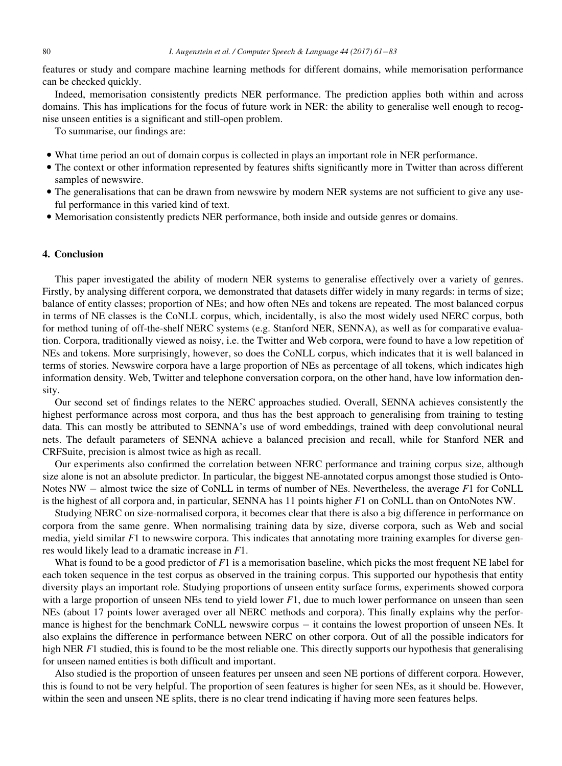features or study and compare machine learning methods for different domains, while memorisation performance can be checked quickly.

Indeed, memorisation consistently predicts NER performance. The prediction applies both within and across domains. This has implications for the focus of future work in NER: the ability to generalise well enough to recognise unseen entities is a significant and still-open problem.

To summarise, our findings are:

- What time period an out of domain corpus is collected in plays an important role in NER performance.
- The context or other information represented by features shifts significantly more in Twitter than across different samples of newswire.
- The generalisations that can be drawn from newswire by modern NER systems are not sufficient to give any useful performance in this varied kind of text.
- Memorisation consistently predicts NER performance, both inside and outside genres or domains.

## 4. Conclusion

This paper investigated the ability of modern NER systems to generalise effectively over a variety of genres. Firstly, by analysing different corpora, we demonstrated that datasets differ widely in many regards: in terms of size; balance of entity classes; proportion of NEs; and how often NEs and tokens are repeated. The most balanced corpus in terms of NE classes is the CoNLL corpus, which, incidentally, is also the most widely used NERC corpus, both for method tuning of off-the-shelf NERC systems (e.g. Stanford NER, SENNA), as well as for comparative evaluation. Corpora, traditionally viewed as noisy, i.e. the Twitter and Web corpora, were found to have a low repetition of NEs and tokens. More surprisingly, however, so does the CoNLL corpus, which indicates that it is well balanced in terms of stories. Newswire corpora have a large proportion of NEs as percentage of all tokens, which indicates high information density. Web, Twitter and telephone conversation corpora, on the other hand, have low information density.

Our second set of findings relates to the NERC approaches studied. Overall, SENNA achieves consistently the highest performance across most corpora, and thus has the best approach to generalising from training to testing data. This can mostly be attributed to SENNA's use of word embeddings, trained with deep convolutional neural nets. The default parameters of SENNA achieve a balanced precision and recall, while for Stanford NER and CRFSuite, precision is almost twice as high as recall.

Our experiments also confirmed the correlation between NERC performance and training corpus size, although size alone is not an absolute predictor. In particular, the biggest NE-annotated corpus amongst those studied is OntoNotes NW − almost twice the size of CoNLL in terms of number of NEs. Nevertheless, the average $F1$ for CoNLL is the highest of all corpora and, in particular, SENNA has 11 points higher $F1$ on CoNLL than on OntoNotes NW.

Studying NERC on size-normalised corpora, it becomes clear that there is also a big difference in performance on corpora from the same genre. When normalising training data by size, diverse corpora, such as Web and social media, yield similar $F1$ to newswire corpora. This indicates that annotating more training examples for diverse genres would likely lead to a dramatic increase in $F1$.

What is found to be a good predictor of $F1$ is a memorisation baseline, which picks the most frequent NE label for each token sequence in the test corpus as observed in the training corpus. This supported our hypothesis that entity diversity plays an important role. Studying proportions of unseen entity surface forms, experiments showed corpora with a large proportion of unseen NEs tend to yield lower $F1$, due to much lower performance on unseen than seen NEs (about 17 points lower averaged over all NERC methods and corpora). This finally explains why the performance is highest for the benchmark CoNLL newswire corpus − it contains the lowest proportion of unseen NEs. It also explains the difference in performance between NERC on other corpora. Out of all the possible indicators for high NER $F1$ studied, this is found to be the most reliable one. This directly supports our hypothesis that generalising for unseen named entities is both difficult and important.

Also studied is the proportion of unseen features per unseen and seen NE portions of different corpora. However, this is found to not be very helpful. The proportion of seen features is higher for seen NEs, as it should be. However, within the seen and unseen NE splits, there is no clear trend indicating if having more seen features helps.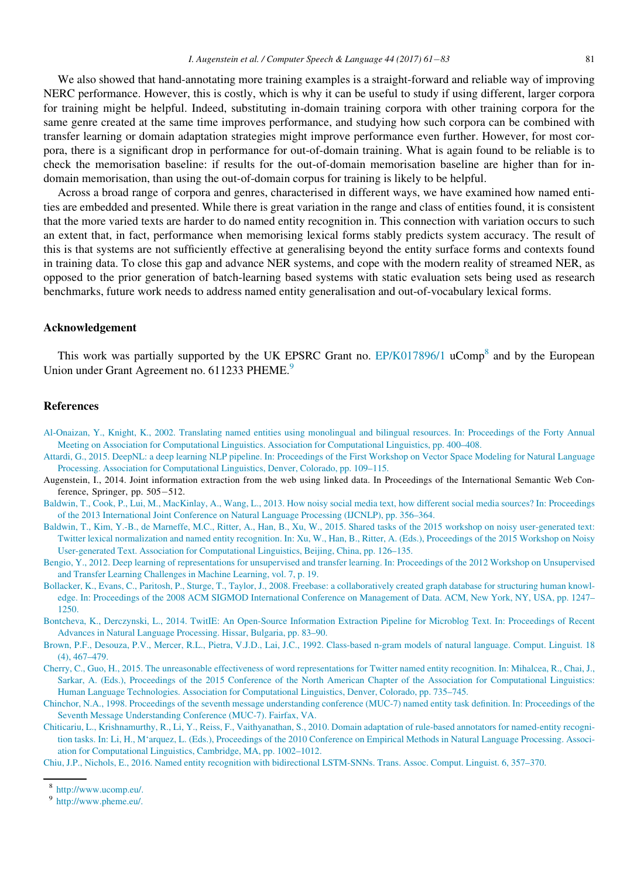We also showed that hand-annotating more training examples is a straight-forward and reliable way of improving NERC performance. However, this is costly, which is why it can be useful to study if using different, larger corpora for training might be helpful. Indeed, substituting in-domain training corpora with other training corpora for the same genre created at the same time improves performance, and studying how such corpora can be combined with transfer learning or domain adaptation strategies might improve performance even further. However, for most corpora, there is a significant drop in performance for out-of-domain training. What is again found to be reliable is to check the memorisation baseline: if results for the out-of-domain memorisation baseline are higher than for in-domain memorisation, than using the out-of-domain corpus for training is likely to be helpful.

Across a broad range of corpora and genres, characterised in different ways, we have examined how named entities are embedded and presented. While there is great variation in the range and class of entities found, it is consistent that the more varied texts are harder to do named entity recognition in. This connection with variation occurs to such an extent that, in fact, performance when memorising lexical forms stably predicts system accuracy. The result of this is that systems are not sufficiently effective at generalising beyond the entity surface forms and contexts found in training data. To close this gap and advance NER systems, and cope with the modern reality of streamed NER, as opposed to the prior generation of batch-learning based systems with static evaluation sets being used as research benchmarks, future work needs to address named entity generalisation and out-of-vocabulary lexical forms.

## Acknowledgement

This work was partially supported by the UK EPSRC Grant no. EP/K017896/1 uComp[8] and by the European Union under Grant Agreement no. 611233 PHEME.[9]

## References

Al-Onaizan, Y., Knight, K., 2002. Translating named entities using monolingual and bilingual resources. In: Proceedings of the Forty Annual Meeting on Association for Computational Linguistics. Association for Computational Linguistics, pp. 400–408.

Attardi, G., 2015. DeepNL: a deep learning NLP pipeline. In: Proceedings of the First Workshop on Vector Space Modeling for Natural Language Processing. Association for Computational Linguistics, Denver, Colorado, pp. 109–115.

Augenstein, I., 2014. Joint information extraction from the web using linked data. In Proceedings of the International Semantic Web Conference, Springer, pp. 505−512.

Baldwin, T., Cook, P., Lui, M., MacKinlay, A., Wang, L., 2013. How noisy social media text, how different social media sources? In: Proceedings of the 2013 International Joint Conference on Natural Language Processing (IJCNLP), pp. 356–364.

Baldwin, T., Kim, Y.-B., de Marneffe, M.C., Ritter, A., Han, B., Xu, W., 2015. Shared tasks of the 2015 workshop on noisy user-generated text: Twitter lexical normalization and named entity recognition. In: Xu, W., Han, B., Ritter, A. (Eds.), Proceedings of the 2015 Workshop on Noisy User-generated Text. Association for Computational Linguistics, Beijing, China, pp. 126–135.

Bengio, Y., 2012. Deep learning of representations for unsupervised and transfer learning. In: Proceedings of the 2012 Workshop on Unsupervised and Transfer Learning Challenges in Machine Learning, vol. 7, p. 19.

Bollacker, K., Evans, C., Paritosh, P., Sturge, T., Taylor, J., 2008. Freebase: a collaboratively created graph database for structuring human knowledge. In: Proceedings of the 2008 ACM SIGMOD International Conference on Management of Data. ACM, New York, NY, USA, pp. 1247–1250.

Bontcheva, K., Derczynski, L., 2014. TwitIE: An Open-Source Information Extraction Pipeline for Microblog Text. In: Proceedings of Recent Advances in Natural Language Processing. Hissar, Bulgaria, pp. 83–90.

Brown, P.F., Desouza, P.V., Mercer, R.L., Pietra, V.J.D., Lai, J.C., 1992. Class-based n-gram models of natural language. Comput. Linguist. 18 (4), 467–479.

Cherry, C., Guo, H., 2015. The unreasonable effectiveness of word representations for Twitter named entity recognition. In: Mihalcea, R., Chai, J., Sarkar, A. (Eds.), Proceedings of the 2015 Conference of the North American Chapter of the Association for Computational Linguistics: Human Language Technologies. Association for Computational Linguistics, Denver, Colorado, pp. 735–745.

Chinchor, N.A., 1998. Proceedings of the seventh message understanding conference (MUC-7) named entity task definition. In: Proceedings of the Seventh Message Understanding Conference (MUC-7). Fairfax, VA.

Chiticariu, L., Krishnamurthy, R., Li, Y., Reiss, F., Vaithyanathan, S., 2010. Domain adaptation of rule-based annotators for named-entity recognition tasks. In: Li, H., M'arquez, L. (Eds.), Proceedings of the 2010 Conference on Empirical Methods in Natural Language Processing. Association for Computational Linguistics, Cambridge, MA, pp. 1002–1012.

Chiu, J.P., Nichols, E., 2016. Named entity recognition with bidirectional LSTM-SNNs. Trans. Assoc. Comput. Linguist. 6, 357–370.

[8] http://www.ucomp.eu/.

[9] http://www.pheme.eu/.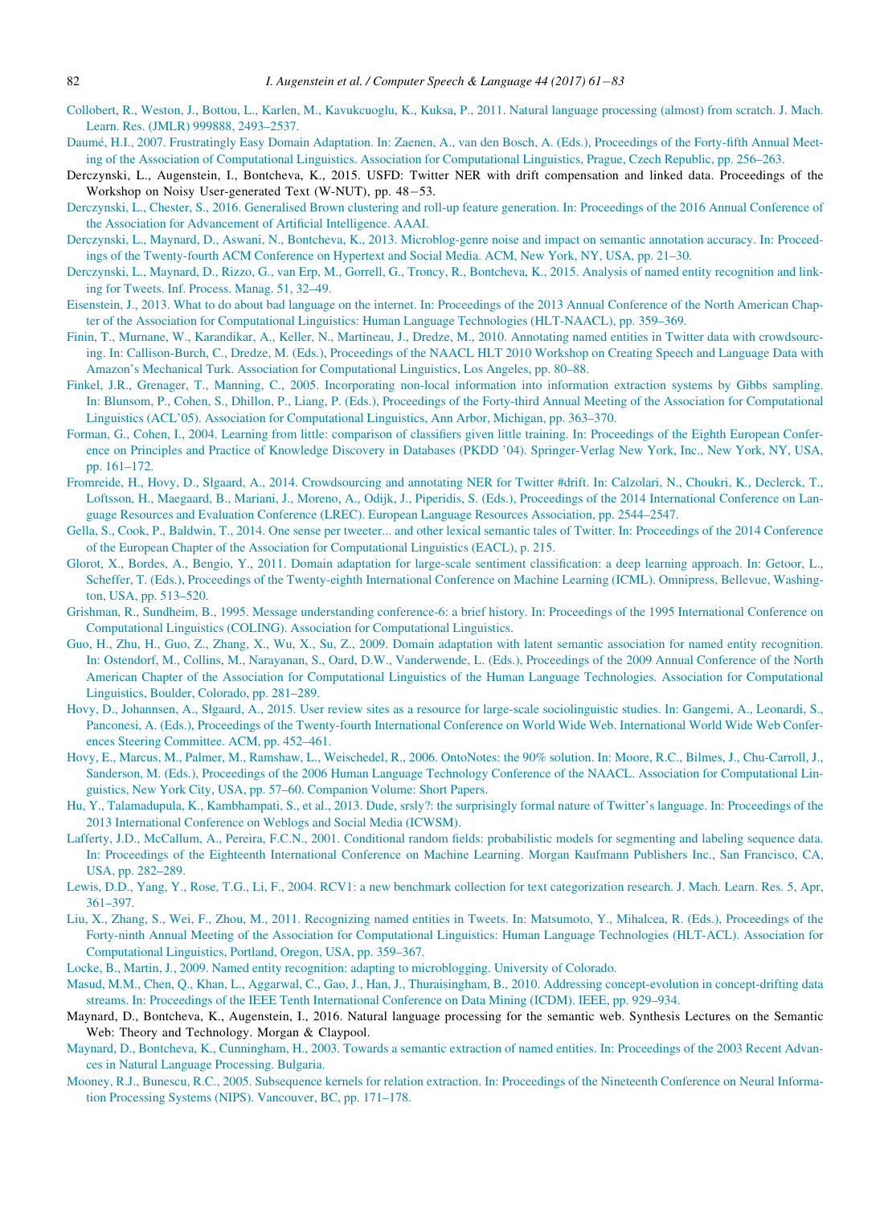Collobert, R., Weston, J., Bottou, L., Karlen, M., Kavukcuoglu, K., Kuksa, P., 2011. Natural language processing (almost) from scratch. J. Mach. Learn. Res. (JMLR) 999888, 2493–2537.

Daumé, H.I., 2007. Frustratingly Easy Domain Adaptation. In: Zaenen, A., van den Bosch, A. (Eds.), Proceedings of the Forty-fifth Annual Meeting of the Association of Computational Linguistics. Association for Computational Linguistics, Prague, Czech Republic, pp. 256–263.

Derczynski, L., Augenstein, I., Bontcheva, K., 2015. USFD: Twitter NER with drift compensation and linked data. Proceedings of the Workshop on Noisy User-generated Text (W-NUT), pp. 48–53.

Derczynski, L., Chester, S., 2016. Generalised Brown clustering and roll-up feature generation. In: Proceedings of the 2016 Annual Conference of the Association for Advancement of Artificial Intelligence. AAAI.

Derczynski, L., Maynard, D., Aswani, N., Bontcheva, K., 2013. Microblog-genre noise and impact on semantic annotation accuracy. In: Proceedings of the Twenty-fourth ACM Conference on Hypertext and Social Media. ACM, New York, NY, USA, pp. 21–30.

Derczynski, L., Maynard, D., Rizzo, G., van Erp, M., Gorrell, G., Troncy, R., Bontcheva, K., 2015. Analysis of named entity recognition and linking for Tweets. Inf. Process. Manag. 51, 32–49.

Eisenstein, J., 2013. What to do about bad language on the internet. In: Proceedings of the 2013 Annual Conference of the North American Chapter of the Association for Computational Linguistics: Human Language Technologies (HLT-NAACL), pp. 359–369.

Finin, T., Murnane, W., Karandikar, A., Keller, N., Martineau, J., Dredze, M., 2010. Annotating named entities in Twitter data with crowdsourcing. In: Callison-Burch, C., Dredze, M. (Eds.), Proceedings of the NAACL HLT 2010 Workshop on Creating Speech and Language Data with Amazon's Mechanical Turk. Association for Computational Linguistics, Los Angeles, pp. 80–88.

Finkel, J.R., Grenager, T., Manning, C., 2005. Incorporating non-local information into information extraction systems by Gibbs sampling. In: Blunsom, P., Cohen, S., Dhillon, P., Liang, P. (Eds.), Proceedings of the Forty-third Annual Meeting of the Association for Computational Linguistics (ACL'05). Association for Computational Linguistics, Ann Arbor, Michigan, pp. 363–370.

Forman, G., Cohen, I., 2004. Learning from little: comparison of classifiers given little training. In: Proceedings of the Eighth European Conference on Principles and Practice of Knowledge Discovery in Databases (PKDD '04). Springer-Verlag New York, Inc., New York, NY, USA, pp. 161–172.

Fromreide, H., Hovy, D., Sгaard, A., 2014. Crowdsourcing and annotating NER for Twitter #drift. In: Calzolari, N., Choukri, K., Declerck, T., Loftsson, H., Maegaard, B., Mariani, J., Moreno, A., Odijk, J., Piperidis, S. (Eds.), Proceedings of the 2014 International Conference on Language Resources and Evaluation Conference (LREC). European Language Resources Association, pp. 2544–2547.

Gella, S., Cook, P., Baldwin, T., 2014. One sense per tweeter... and other lexical semantic tales of Twitter. In: Proceedings of the 2014 Conference of the European Chapter of the Association for Computational Linguistics (EACL), p. 215.

Glorot, X., Bordes, A., Bengio, Y., 2011. Domain adaptation for large-scale sentiment classification: a deep learning approach. In: Getoor, L., Scheffer, T. (Eds.), Proceedings of the Twenty-eighth International Conference on Machine Learning (ICML). Omnipress, Bellevue, Washington, USA, pp. 513–520.

Grishman, R., Sundheim, B., 1995. Message understanding conference-6: a brief history. In: Proceedings of the 1995 International Conference on Computational Linguistics (COLING). Association for Computational Linguistics.

Guo, H., Zhu, H., Guo, Z., Zhang, X., Wu, X., Su, Z., 2009. Domain adaptation with latent semantic association for named entity recognition. In: Ostendorf, M., Collins, M., Narayanan, S., Oard, D.W., Vanderwende, L. (Eds.), Proceedings of the 2009 Annual Conference of the North American Chapter of the Association for Computational Linguistics of the Human Language Technologies. Association for Computational Linguistics, Boulder, Colorado, pp. 281–289.

Hovy, D., Johannsen, A., Sгaard, A., 2015. User review sites as a resource for large-scale sociolinguistic studies. In: Gangemi, A., Leonardi, S., Panconesi, A. (Eds.), Proceedings of the Twenty-fourth International Conference on World Wide Web. International World Wide Web Conferences Steering Committee. ACM, pp. 452–461.

Hovy, E., Marcus, M., Palmer, M., Ramshaw, L., Weischedel, R., 2006. OntoNotes: the 90% solution. In: Moore, R.C., Bilmes, J., Chu-Carroll, J., Sanderson, M. (Eds.), Proceedings of the 2006 Human Language Technology Conference of the NAACL. Association for Computational Linguistics, New York City, USA, pp. 57–60. Companion Volume: Short Papers.

Hu, Y., Talamadupula, K., Kambhampati, S., et al., 2013. Dude, srsly?: the surprisingly formal nature of Twitter's language. In: Proceedings of the 2013 International Conference on Weblogs and Social Media (ICWSM).

Lafferty, J.D., McCallum, A., Pereira, F.C.N., 2001. Conditional random fields: probabilistic models for segmenting and labeling sequence data. In: Proceedings of the Eighteenth International Conference on Machine Learning. Morgan Kaufmann Publishers Inc., San Francisco, CA, USA, pp. 282–289.

Lewis, D.D., Yang, Y., Rose, T.G., Li, F., 2004. RCV1: a new benchmark collection for text categorization research. J. Mach. Learn. Res. 5, Apr, 361–397.

Liu, X., Zhang, S., Wei, F., Zhou, M., 2011. Recognizing named entities in Tweets. In: Matsumoto, Y., Mihalcea, R. (Eds.), Proceedings of the Forty-ninth Annual Meeting of the Association for Computational Linguistics: Human Language Technologies (HLT-ACL). Association for Computational Linguistics, Portland, Oregon, USA, pp. 359–367.

Locke, B., Martin, J., 2009. Named entity recognition: adapting to microblogging. University of Colorado.

Masud, M.M., Chen, Q., Khan, L., Aggarwal, C., Gao, J., Han, J., Thuraisingham, B., 2010. Addressing concept-evolution in concept-drifting data streams. In: Proceedings of the IEEE Tenth International Conference on Data Mining (ICDM). IEEE, pp. 929–934.

Maynard, D., Bontcheva, K., Augenstein, I., 2016. Natural language processing for the semantic web. Synthesis Lectures on the Semantic Web: Theory and Technology. Morgan & Claypool.

Maynard, D., Bontcheva, K., Cunningham, H., 2003. Towards a semantic extraction of named entities. In: Proceedings of the 2003 Recent Advances in Natural Language Processing. Bulgaria.

Mooney, R.J., Bunescu, R.C., 2005. Subsequence kernels for relation extraction. In: Proceedings of the Nineteenth Conference on Neural Information Processing Systems (NIPS). Vancouver, BC, pp. 171–178.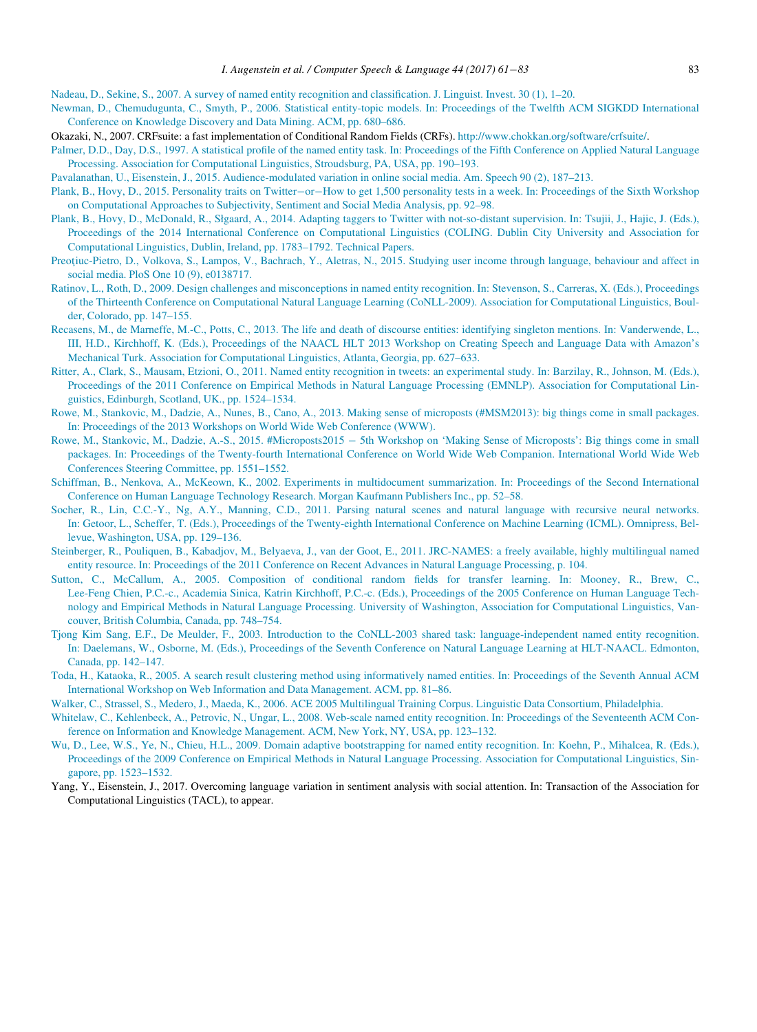Nadeau, D., Sekine, S., 2007. A survey of named entity recognition and classification. J. Linguist. Invest. 30 (1), 1–20.

Newman, D., Chemudugunta, C., Smyth, P., 2006. Statistical entity-topic models. In: Proceedings of the Twelfth ACM SIGKDD International Conference on Knowledge Discovery and Data Mining. ACM, pp. 680–686.

Okazaki, N., 2007. CRFsuite: a fast implementation of Conditional Random Fields (CRFs). http://www.chokkan.org/software/crfsuite/.

Palmer, D.D., Day, D.S., 1997. A statistical profile of the named entity task. In: Proceedings of the Fifth Conference on Applied Natural Language Processing. Association for Computational Linguistics, Stroudsburg, PA, USA, pp. 190–193.

Pavalanathan, U., Eisenstein, J., 2015. Audience-modulated variation in online social media. Am. Speech 90 (2), 187–213.

Plank, B., Hovy, D., 2015. Personality traits on Twitter−or−How to get 1,500 personality tests in a week. In: Proceedings of the Sixth Workshop on Computational Approaches to Subjectivity, Sentiment and Social Media Analysis, pp. 92–98.

Plank, B., Hovy, D., McDonald, R., Søgaard, A., 2014. Adapting taggers to Twitter with not-so-distant supervision. In: Tsujii, J., Hajic, J. (Eds.), Proceedings of the 2014 International Conference on Computational Linguistics (COLING. Dublin City University and Association for Computational Linguistics, Dublin, Ireland, pp. 1783–1792. Technical Papers.

Preoţiuc-Pietro, D., Volkova, S., Lampos, V., Bachrach, Y., Aletras, N., 2015. Studying user income through language, behaviour and affect in social media. PloS One 10 (9), e0138717.

Ratinov, L., Roth, D., 2009. Design challenges and misconceptions in named entity recognition. In: Stevenson, S., Carreras, X. (Eds.), Proceedings of the Thirteenth Conference on Computational Natural Language Learning (CoNLL-2009). Association for Computational Linguistics, Boulder, Colorado, pp. 147–155.

Recasens, M., de Marneffe, M.-C., Potts, C., 2013. The life and death of discourse entities: identifying singleton mentions. In: Vanderwende, L., III, H.D., Kirchhoff, K. (Eds.), Proceedings of the NAACL HLT 2013 Workshop on Creating Speech and Language Data with Amazon's Mechanical Turk. Association for Computational Linguistics, Atlanta, Georgia, pp. 627–633.

Ritter, A., Clark, S., Mausam, Etzioni, O., 2011. Named entity recognition in tweets: an experimental study. In: Barzilay, R., Johnson, M. (Eds.), Proceedings of the 2011 Conference on Empirical Methods in Natural Language Processing (EMNLP). Association for Computational Linguistics, Edinburgh, Scotland, UK., pp. 1524–1534.

Rowe, M., Stankovic, M., Dadzie, A., Nunes, B., Cano, A., 2013. Making sense of microposts (#MSM2013): big things come in small packages. In: Proceedings of the 2013 Workshops on World Wide Web Conference (WWW).

Rowe, M., Stankovic, M., Dadzie, A.-S., 2015. #Microposts2015 − 5th Workshop on 'Making Sense of Microposts': Big things come in small packages. In: Proceedings of the Twenty-fourth International Conference on World Wide Web Companion. International World Wide Web Conferences Steering Committee, pp. 1551–1552.

Schiffman, B., Nenkova, A., McKeown, K., 2002. Experiments in multidocument summarization. In: Proceedings of the Second International Conference on Human Language Technology Research. Morgan Kaufmann Publishers Inc., pp. 52–58.

Socher, R., Lin, C.C.-Y., Ng, A.Y., Manning, C.D., 2011. Parsing natural scenes and natural language with recursive neural networks. In: Getoor, L., Scheffer, T. (Eds.), Proceedings of the Twenty-eighth International Conference on Machine Learning (ICML). Omnipress, Bellevue, Washington, USA, pp. 129–136.

Steinberger, R., Pouliquen, B., Kabadjov, M., Belyaeva, J., van der Goot, E., 2011. JRC-NAMES: a freely available, highly multilingual named entity resource. In: Proceedings of the 2011 Conference on Recent Advances in Natural Language Processing, p. 104.

Sutton, C., McCallum, A., 2005. Composition of conditional random fields for transfer learning. In: Mooney, R., Brew, C., Lee-Feng Chien, P.C.-c., Academia Sinica, Katrin Kirchhoff, P.C.-c. (Eds.), Proceedings of the 2005 Conference on Human Language Technology and Empirical Methods in Natural Language Processing. University of Washington, Association for Computational Linguistics, Vancouver, British Columbia, Canada, pp. 748–754.

Tjong Kim Sang, E.F., De Meulder, F., 2003. Introduction to the CoNLL-2003 shared task: language-independent named entity recognition. In: Daelemans, W., Osborne, M. (Eds.), Proceedings of the Seventh Conference on Natural Language Learning at HLT-NAACL. Edmonton, Canada, pp. 142–147.

Toda, H., Kataoka, R., 2005. A search result clustering method using informatively named entities. In: Proceedings of the Seventh Annual ACM International Workshop on Web Information and Data Management. ACM, pp. 81–86.

Walker, C., Strassel, S., Medero, J., Maeda, K., 2006. ACE 2005 Multilingual Training Corpus. Linguistic Data Consortium, Philadelphia.

Whitelaw, C., Kehlenbeck, A., Petrovic, N., Ungar, L., 2008. Web-scale named entity recognition. In: Proceedings of the Seventeenth ACM Conference on Information and Knowledge Management. ACM, New York, NY, USA, pp. 123–132.

Wu, D., Lee, W.S., Ye, N., Chieu, H.L., 2009. Domain adaptive bootstrapping for named entity recognition. In: Koehn, P., Mihalcea, R. (Eds.), Proceedings of the 2009 Conference on Empirical Methods in Natural Language Processing. Association for Computational Linguistics, Singapore, pp. 1523–1532.

Yang, Y., Eisenstein, J., 2017. Overcoming language variation in sentiment analysis with social attention. In: Transaction of the Association for Computational Linguistics (TACL), to appear.